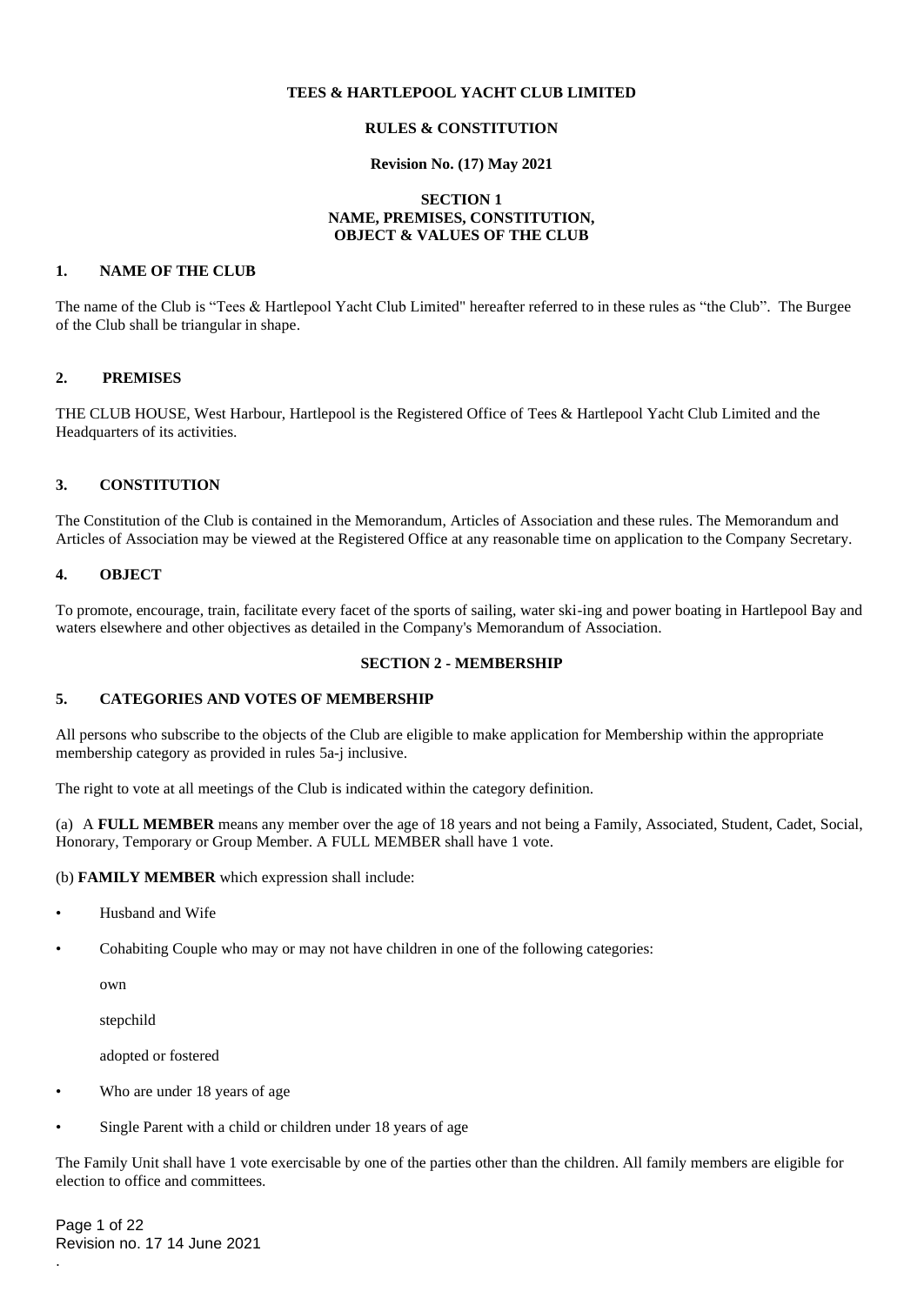**TEES & HARTLEPOOL YACHT CLUB LIMITED**

**RULES & CONSTITUTION**

**Revision No. (17) May 2021**

## SECTION 1
## NAME, PREMISES, CONSTITUTION, OBJECT & VALUES OF THE CLUB

### 1. NAME OF THE CLUB

The name of the Club is "Tees & Hartlepool Yacht Club Limited" hereafter referred to in these rules as "the Club". The Burgee of the Club shall be triangular in shape.

### 2. PREMISES

THE CLUB HOUSE, West Harbour, Hartlepool is the Registered Office of Tees & Hartlepool Yacht Club Limited and the Headquarters of its activities.

### 3. CONSTITUTION

The Constitution of the Club is contained in the Memorandum, Articles of Association and these rules. The Memorandum and Articles of Association may be viewed at the Registered Office at any reasonable time on application to the Company Secretary.

### 4. OBJECT

To promote, encourage, train, facilitate every facet of the sports of sailing, water ski-ing and power boating in Hartlepool Bay and waters elsewhere and other objectives as detailed in the Company's Memorandum of Association.

## SECTION 2 - MEMBERSHIP

### 5. CATEGORIES AND VOTES OF MEMBERSHIP

All persons who subscribe to the objects of the Club are eligible to make application for Membership within the appropriate membership category as provided in rules 5a-j inclusive.

The right to vote at all meetings of the Club is indicated within the category definition.

(a) A **FULL MEMBER** means any member over the age of 18 years and not being a Family, Associated, Student, Cadet, Social, Honorary, Temporary or Group Member. A FULL MEMBER shall have 1 vote.

(b) **FAMILY MEMBER** which expression shall include:

- Husband and Wife
- Cohabiting Couple who may or may not have children in one of the following categories:

  own

  stepchild

  adopted or fostered

- Who are under 18 years of age
- Single Parent with a child or children under 18 years of age

The Family Unit shall have 1 vote exercisable by one of the parties other than the children. All family members are eligible for election to office and committees.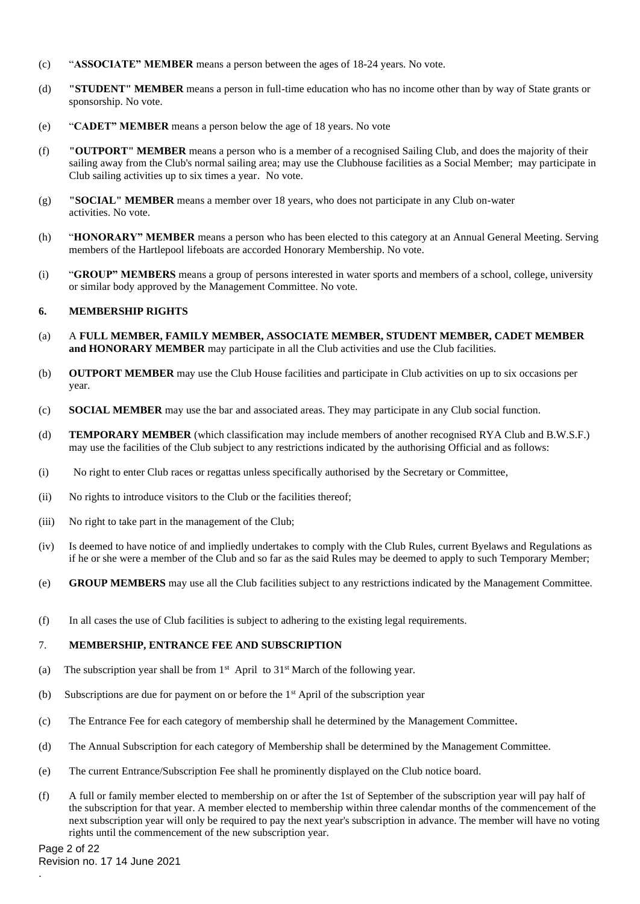(c) "**ASSOCIATE" MEMBER** means a person between the ages of 18-24 years. No vote.

(d) **"STUDENT" MEMBER** means a person in full-time education who has no income other than by way of State grants or sponsorship. No vote.

(e) "**CADET" MEMBER** means a person below the age of 18 years. No vote

(f) **"OUTPORT" MEMBER** means a person who is a member of a recognised Sailing Club, and does the majority of their sailing away from the Club's normal sailing area; may use the Clubhouse facilities as a Social Member; may participate in Club sailing activities up to six times a year. No vote.

(g) **"SOCIAL" MEMBER** means a member over 18 years, who does not participate in any Club on-water activities. No vote.

(h) "**HONORARY" MEMBER** means a person who has been elected to this category at an Annual General Meeting. Serving members of the Hartlepool lifeboats are accorded Honorary Membership. No vote.

(i) "**GROUP" MEMBERS** means a group of persons interested in water sports and members of a school, college, university or similar body approved by the Management Committee. No vote.

## 6. MEMBERSHIP RIGHTS

(a) A **FULL MEMBER, FAMILY MEMBER, ASSOCIATE MEMBER, STUDENT MEMBER, CADET MEMBER and HONORARY MEMBER** may participate in all the Club activities and use the Club facilities.

(b) **OUTPORT MEMBER** may use the Club House facilities and participate in Club activities on up to six occasions per year.

(c) **SOCIAL MEMBER** may use the bar and associated areas. They may participate in any Club social function.

(d) **TEMPORARY MEMBER** (which classification may include members of another recognised RYA Club and B.W.S.F.) may use the facilities of the Club subject to any restrictions indicated by the authorising Official and as follows:

(i) No right to enter Club races or regattas unless specifically authorised by the Secretary or Committee,

(ii) No rights to introduce visitors to the Club or the facilities thereof;

(iii) No right to take part in the management of the Club;

(iv) Is deemed to have notice of and impliedly undertakes to comply with the Club Rules, current Byelaws and Regulations as if he or she were a member of the Club and so far as the said Rules may be deemed to apply to such Temporary Member;

(e) **GROUP MEMBERS** may use all the Club facilities subject to any restrictions indicated by the Management Committee.

(f) In all cases the use of Club facilities is subject to adhering to the existing legal requirements.

## 7. MEMBERSHIP, ENTRANCE FEE AND SUBSCRIPTION

(a) The subscription year shall be from 1st April to 31st March of the following year.

(b) Subscriptions are due for payment on or before the 1st April of the subscription year

(c) The Entrance Fee for each category of membership shall he determined by the Management Committee.

(d) The Annual Subscription for each category of Membership shall be determined by the Management Committee.

(e) The current Entrance/Subscription Fee shall he prominently displayed on the Club notice board.

(f) A full or family member elected to membership on or after the 1st of September of the subscription year will pay half of the subscription for that year. A member elected to membership within three calendar months of the commencement of the next subscription year will only be required to pay the next year's subscription in advance. The member will have no voting rights until the commencement of the new subscription year.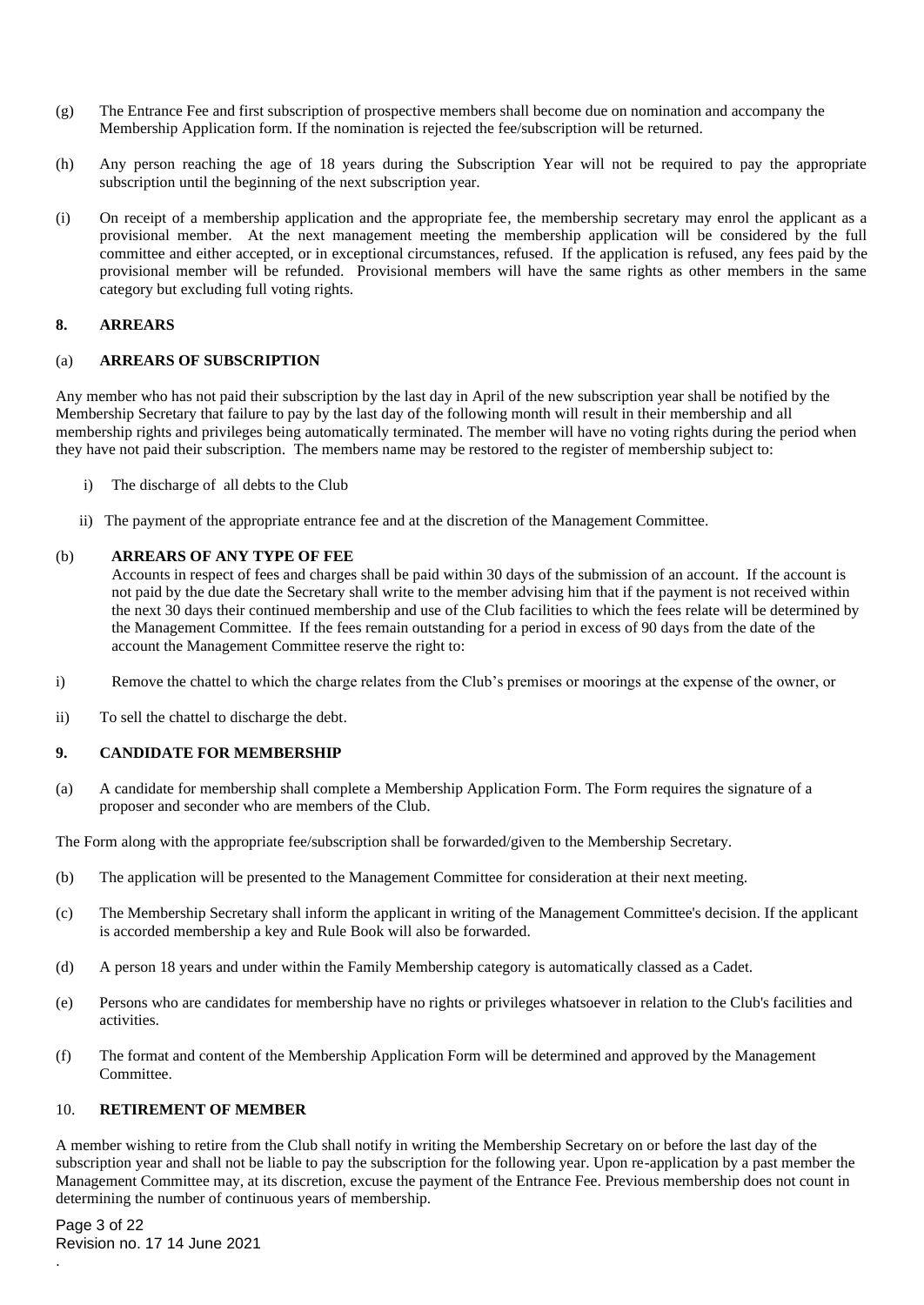(g) The Entrance Fee and first subscription of prospective members shall become due on nomination and accompany the Membership Application form. If the nomination is rejected the fee/subscription will be returned.

(h) Any person reaching the age of 18 years during the Subscription Year will not be required to pay the appropriate subscription until the beginning of the next subscription year.

(i) On receipt of a membership application and the appropriate fee, the membership secretary may enrol the applicant as a provisional member. At the next management meeting the membership application will be considered by the full committee and either accepted, or in exceptional circumstances, refused. If the application is refused, any fees paid by the provisional member will be refunded. Provisional members will have the same rights as other members in the same category but excluding full voting rights.

## 8. ARREARS

### (a) ARREARS OF SUBSCRIPTION

Any member who has not paid their subscription by the last day in April of the new subscription year shall be notified by the Membership Secretary that failure to pay by the last day of the following month will result in their membership and all membership rights and privileges being automatically terminated. The member will have no voting rights during the period when they have not paid their subscription. The members name may be restored to the register of membership subject to:

i) The discharge of all debts to the Club

ii) The payment of the appropriate entrance fee and at the discretion of the Management Committee.

### (b) ARREARS OF ANY TYPE OF FEE

Accounts in respect of fees and charges shall be paid within 30 days of the submission of an account. If the account is not paid by the due date the Secretary shall write to the member advising him that if the payment is not received within the next 30 days their continued membership and use of the Club facilities to which the fees relate will be determined by the Management Committee. If the fees remain outstanding for a period in excess of 90 days from the date of the account the Management Committee reserve the right to:

i) Remove the chattel to which the charge relates from the Club's premises or moorings at the expense of the owner, or

ii) To sell the chattel to discharge the debt.

## 9. CANDIDATE FOR MEMBERSHIP

(a) A candidate for membership shall complete a Membership Application Form. The Form requires the signature of a proposer and seconder who are members of the Club.

The Form along with the appropriate fee/subscription shall be forwarded/given to the Membership Secretary.

(b) The application will be presented to the Management Committee for consideration at their next meeting.

(c) The Membership Secretary shall inform the applicant in writing of the Management Committee's decision. If the applicant is accorded membership a key and Rule Book will also be forwarded.

(d) A person 18 years and under within the Family Membership category is automatically classed as a Cadet.

(e) Persons who are candidates for membership have no rights or privileges whatsoever in relation to the Club's facilities and activities.

(f) The format and content of the Membership Application Form will be determined and approved by the Management Committee.

## 10. RETIREMENT OF MEMBER

A member wishing to retire from the Club shall notify in writing the Membership Secretary on or before the last day of the subscription year and shall not be liable to pay the subscription for the following year. Upon re-application by a past member the Management Committee may, at its discretion, excuse the payment of the Entrance Fee. Previous membership does not count in determining the number of continuous years of membership.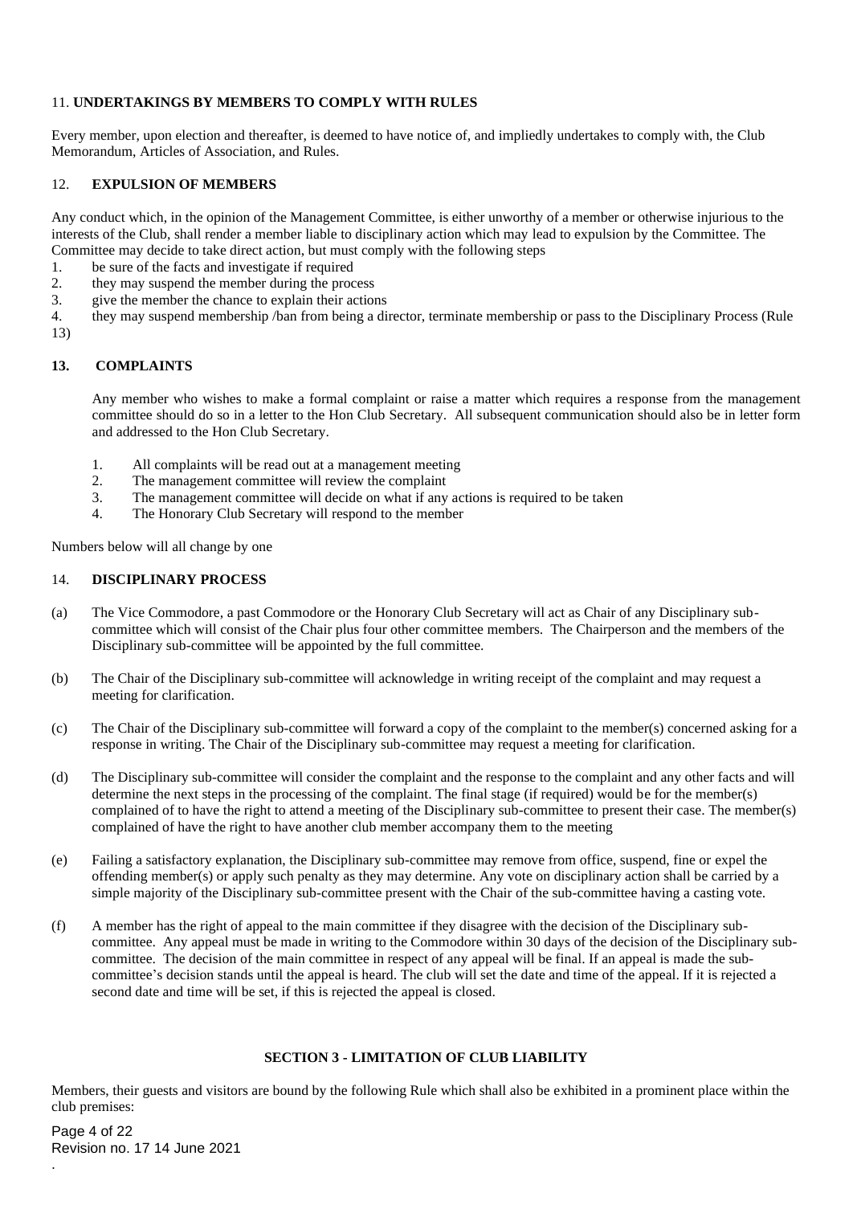## 11. UNDERTAKINGS BY MEMBERS TO COMPLY WITH RULES

Every member, upon election and thereafter, is deemed to have notice of, and impliedly undertakes to comply with, the Club Memorandum, Articles of Association, and Rules.

## 12. EXPULSION OF MEMBERS

Any conduct which, in the opinion of the Management Committee, is either unworthy of a member or otherwise injurious to the interests of the Club, shall render a member liable to disciplinary action which may lead to expulsion by the Committee. The Committee may decide to take direct action, but must comply with the following steps

1. be sure of the facts and investigate if required
2. they may suspend the member during the process
3. give the member the chance to explain their actions
4. they may suspend membership /ban from being a director, terminate membership or pass to the Disciplinary Process (Rule 13)

## 13. COMPLAINTS

Any member who wishes to make a formal complaint or raise a matter which requires a response from the management committee should do so in a letter to the Hon Club Secretary. All subsequent communication should also be in letter form and addressed to the Hon Club Secretary.

1. All complaints will be read out at a management meeting
2. The management committee will review the complaint
3. The management committee will decide on what if any actions is required to be taken
4. The Honorary Club Secretary will respond to the member

Numbers below will all change by one

## 14. DISCIPLINARY PROCESS

(a) The Vice Commodore, a past Commodore or the Honorary Club Secretary will act as Chair of any Disciplinary sub-committee which will consist of the Chair plus four other committee members. The Chairperson and the members of the Disciplinary sub-committee will be appointed by the full committee.

(b) The Chair of the Disciplinary sub-committee will acknowledge in writing receipt of the complaint and may request a meeting for clarification.

(c) The Chair of the Disciplinary sub-committee will forward a copy of the complaint to the member(s) concerned asking for a response in writing. The Chair of the Disciplinary sub-committee may request a meeting for clarification.

(d) The Disciplinary sub-committee will consider the complaint and the response to the complaint and any other facts and will determine the next steps in the processing of the complaint. The final stage (if required) would be for the member(s) complained of to have the right to attend a meeting of the Disciplinary sub-committee to present their case. The member(s) complained of have the right to have another club member accompany them to the meeting

(e) Failing a satisfactory explanation, the Disciplinary sub-committee may remove from office, suspend, fine or expel the offending member(s) or apply such penalty as they may determine. Any vote on disciplinary action shall be carried by a simple majority of the Disciplinary sub-committee present with the Chair of the sub-committee having a casting vote.

(f) A member has the right of appeal to the main committee if they disagree with the decision of the Disciplinary sub-committee. Any appeal must be made in writing to the Commodore within 30 days of the decision of the Disciplinary sub-committee. The decision of the main committee in respect of any appeal will be final. If an appeal is made the sub-committee's decision stands until the appeal is heard. The club will set the date and time of the appeal. If it is rejected a second date and time will be set, if this is rejected the appeal is closed.

# SECTION 3 - LIMITATION OF CLUB LIABILITY

Members, their guests and visitors are bound by the following Rule which shall also be exhibited in a prominent place within the club premises: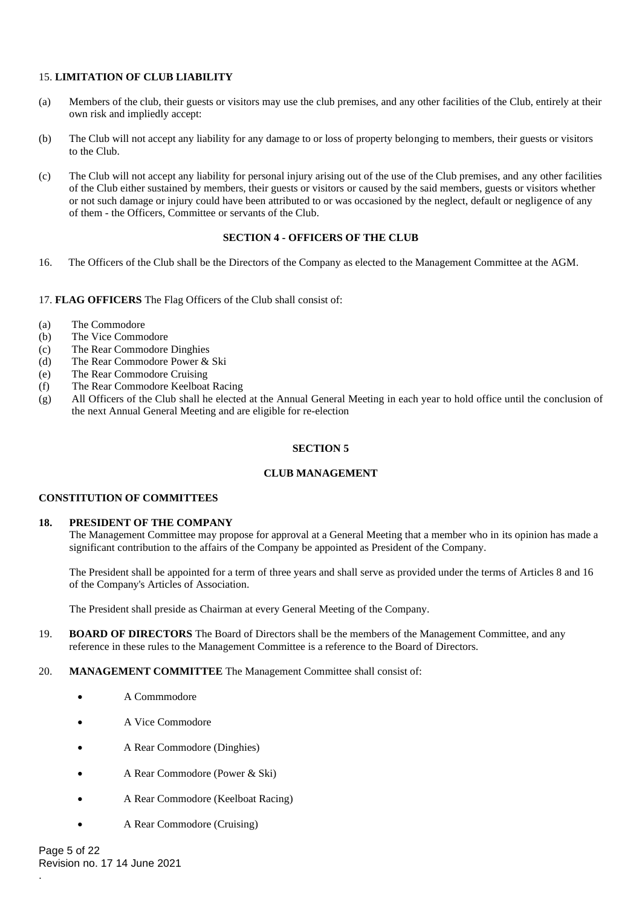15. **LIMITATION OF CLUB LIABILITY**

(a) Members of the club, their guests or visitors may use the club premises, and any other facilities of the Club, entirely at their own risk and impliedly accept:

(b) The Club will not accept any liability for any damage to or loss of property belonging to members, their guests or visitors to the Club.

(c) The Club will not accept any liability for personal injury arising out of the use of the Club premises, and any other facilities of the Club either sustained by members, their guests or visitors or caused by the said members, guests or visitors whether or not such damage or injury could have been attributed to or was occasioned by the neglect, default or negligence of any of them - the Officers, Committee or servants of the Club.

## SECTION 4 - OFFICERS OF THE CLUB

16. The Officers of the Club shall be the Directors of the Company as elected to the Management Committee at the AGM.

17. **FLAG OFFICERS** The Flag Officers of the Club shall consist of:

(a) The Commodore
(b) The Vice Commodore
(c) The Rear Commodore Dinghies
(d) The Rear Commodore Power & Ski
(e) The Rear Commodore Cruising
(f) The Rear Commodore Keelboat Racing
(g) All Officers of the Club shall he elected at the Annual General Meeting in each year to hold office until the conclusion of the next Annual General Meeting and are eligible for re-election

## SECTION 5

## CLUB MANAGEMENT

### CONSTITUTION OF COMMITTEES

**18. PRESIDENT OF THE COMPANY**

The Management Committee may propose for approval at a General Meeting that a member who in its opinion has made a significant contribution to the affairs of the Company be appointed as President of the Company.

The President shall be appointed for a term of three years and shall serve as provided under the terms of Articles 8 and 16 of the Company's Articles of Association.

The President shall preside as Chairman at every General Meeting of the Company.

19. **BOARD OF DIRECTORS** The Board of Directors shall be the members of the Management Committee, and any reference in these rules to the Management Committee is a reference to the Board of Directors.

20. **MANAGEMENT COMMITTEE** The Management Committee shall consist of:

- A Commmodore
- A Vice Commodore
- A Rear Commodore (Dinghies)
- A Rear Commodore (Power & Ski)
- A Rear Commodore (Keelboat Racing)
- A Rear Commodore (Cruising)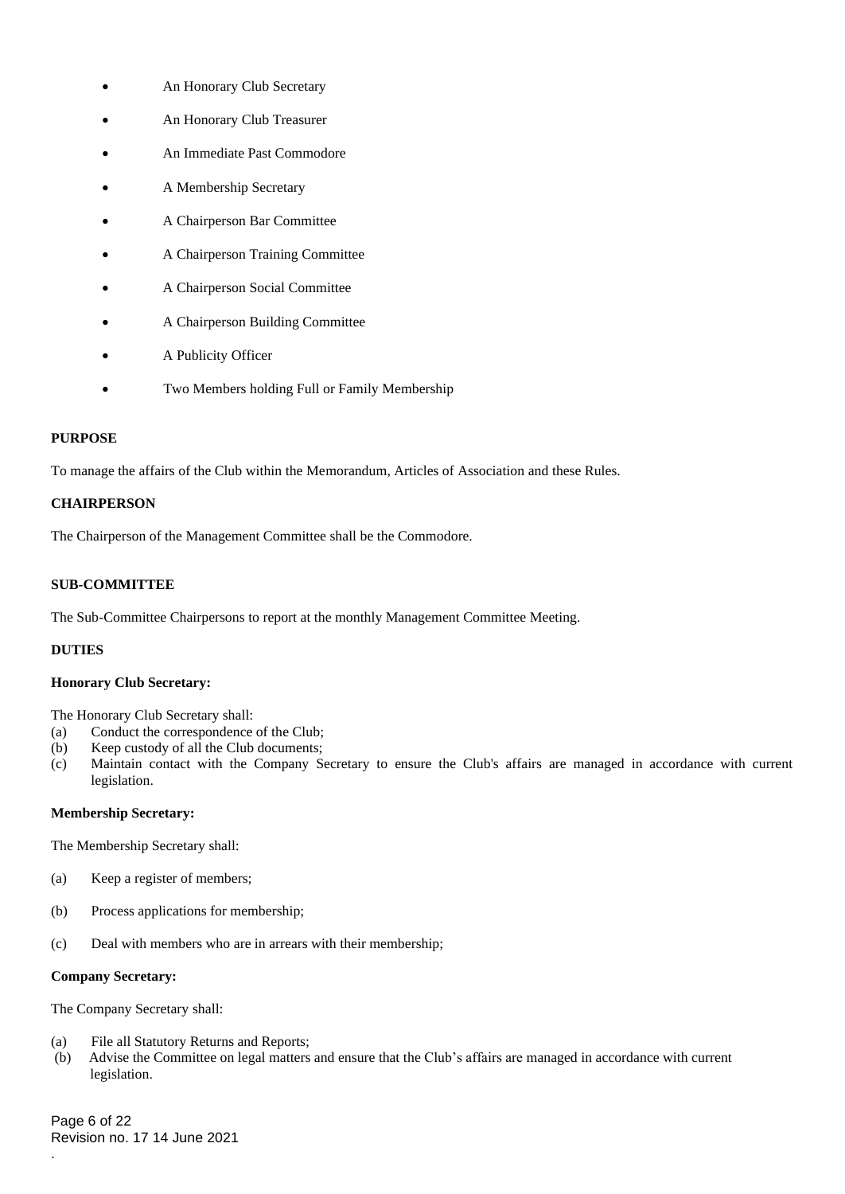- An Honorary Club Secretary
- An Honorary Club Treasurer
- An Immediate Past Commodore
- A Membership Secretary
- A Chairperson Bar Committee
- A Chairperson Training Committee
- A Chairperson Social Committee
- A Chairperson Building Committee
- A Publicity Officer
- Two Members holding Full or Family Membership

**PURPOSE**

To manage the affairs of the Club within the Memorandum, Articles of Association and these Rules.

**CHAIRPERSON**

The Chairperson of the Management Committee shall be the Commodore.

**SUB-COMMITTEE**

The Sub-Committee Chairpersons to report at the monthly Management Committee Meeting.

**DUTIES**

**Honorary Club Secretary:**

The Honorary Club Secretary shall:

(a) Conduct the correspondence of the Club;
(b) Keep custody of all the Club documents;
(c) Maintain contact with the Company Secretary to ensure the Club's affairs are managed in accordance with current legislation.

**Membership Secretary:**

The Membership Secretary shall:

(a) Keep a register of members;

(b) Process applications for membership;

(c) Deal with members who are in arrears with their membership;

**Company Secretary:**

The Company Secretary shall:

(a) File all Statutory Returns and Reports;
(b) Advise the Committee on legal matters and ensure that the Club's affairs are managed in accordance with current legislation.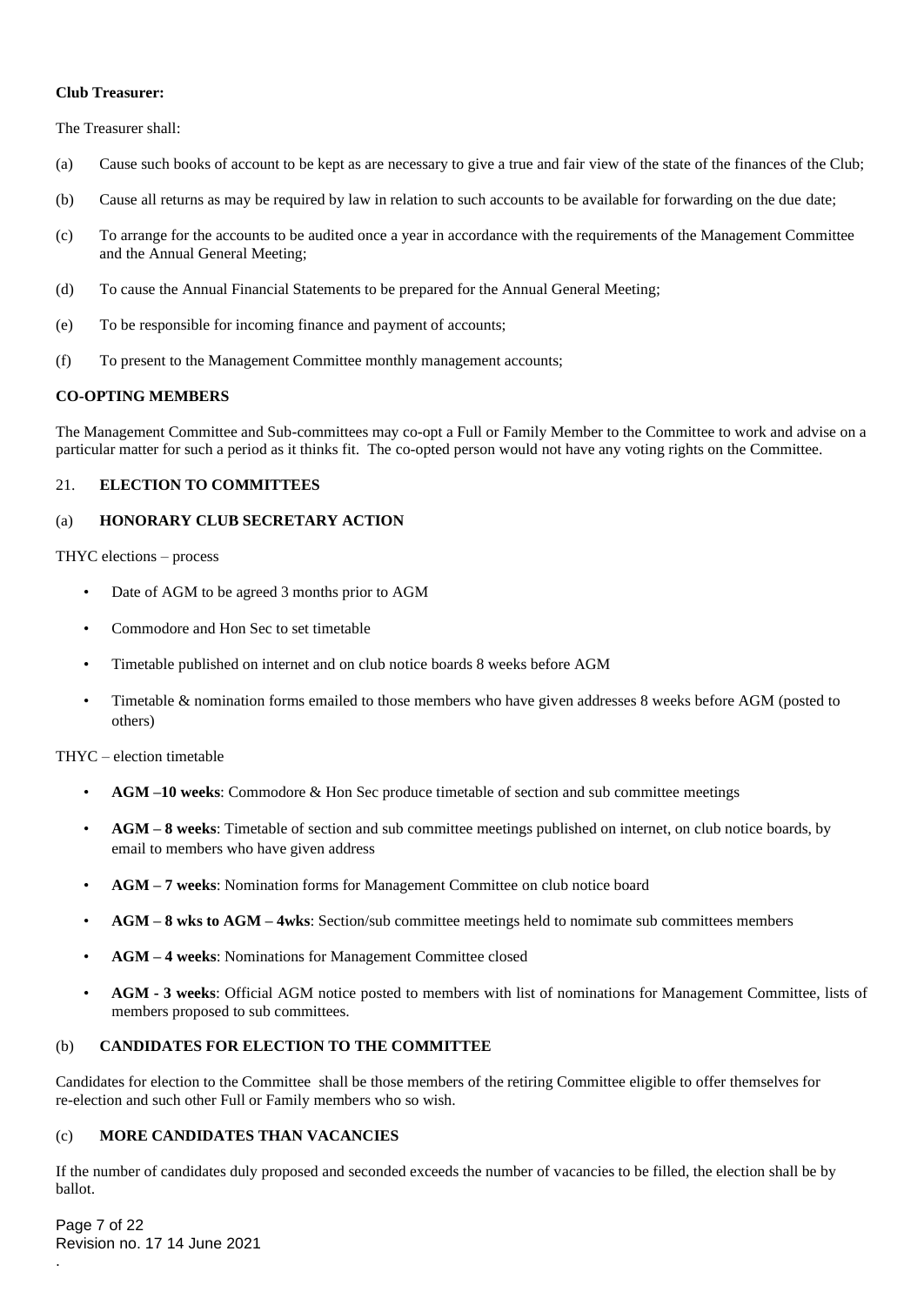**Club Treasurer:**

The Treasurer shall:

(a) Cause such books of account to be kept as are necessary to give a true and fair view of the state of the finances of the Club;

(b) Cause all returns as may be required by law in relation to such accounts to be available for forwarding on the due date;

(c) To arrange for the accounts to be audited once a year in accordance with the requirements of the Management Committee and the Annual General Meeting;

(d) To cause the Annual Financial Statements to be prepared for the Annual General Meeting;

(e) To be responsible for incoming finance and payment of accounts;

(f) To present to the Management Committee monthly management accounts;

**CO-OPTING MEMBERS**

The Management Committee and Sub-committees may co-opt a Full or Family Member to the Committee to work and advise on a particular matter for such a period as it thinks fit. The co-opted person would not have any voting rights on the Committee.

21. **ELECTION TO COMMITTEES**

(a) **HONORARY CLUB SECRETARY ACTION**

THYC elections – process

- Date of AGM to be agreed 3 months prior to AGM
- Commodore and Hon Sec to set timetable
- Timetable published on internet and on club notice boards 8 weeks before AGM
- Timetable & nomination forms emailed to those members who have given addresses 8 weeks before AGM (posted to others)

THYC – election timetable

- **AGM –10 weeks**: Commodore & Hon Sec produce timetable of section and sub committee meetings
- **AGM – 8 weeks**: Timetable of section and sub committee meetings published on internet, on club notice boards, by email to members who have given address
- **AGM – 7 weeks**: Nomination forms for Management Committee on club notice board
- **AGM – 8 wks to AGM – 4wks**: Section/sub committee meetings held to nomimate sub committees members
- **AGM – 4 weeks**: Nominations for Management Committee closed
- **AGM - 3 weeks**: Official AGM notice posted to members with list of nominations for Management Committee, lists of members proposed to sub committees.

(b) **CANDIDATES FOR ELECTION TO THE COMMITTEE**

Candidates for election to the Committee shall be those members of the retiring Committee eligible to offer themselves for re-election and such other Full or Family members who so wish.

(c) **MORE CANDIDATES THAN VACANCIES**

If the number of candidates duly proposed and seconded exceeds the number of vacancies to be filled, the election shall be by ballot.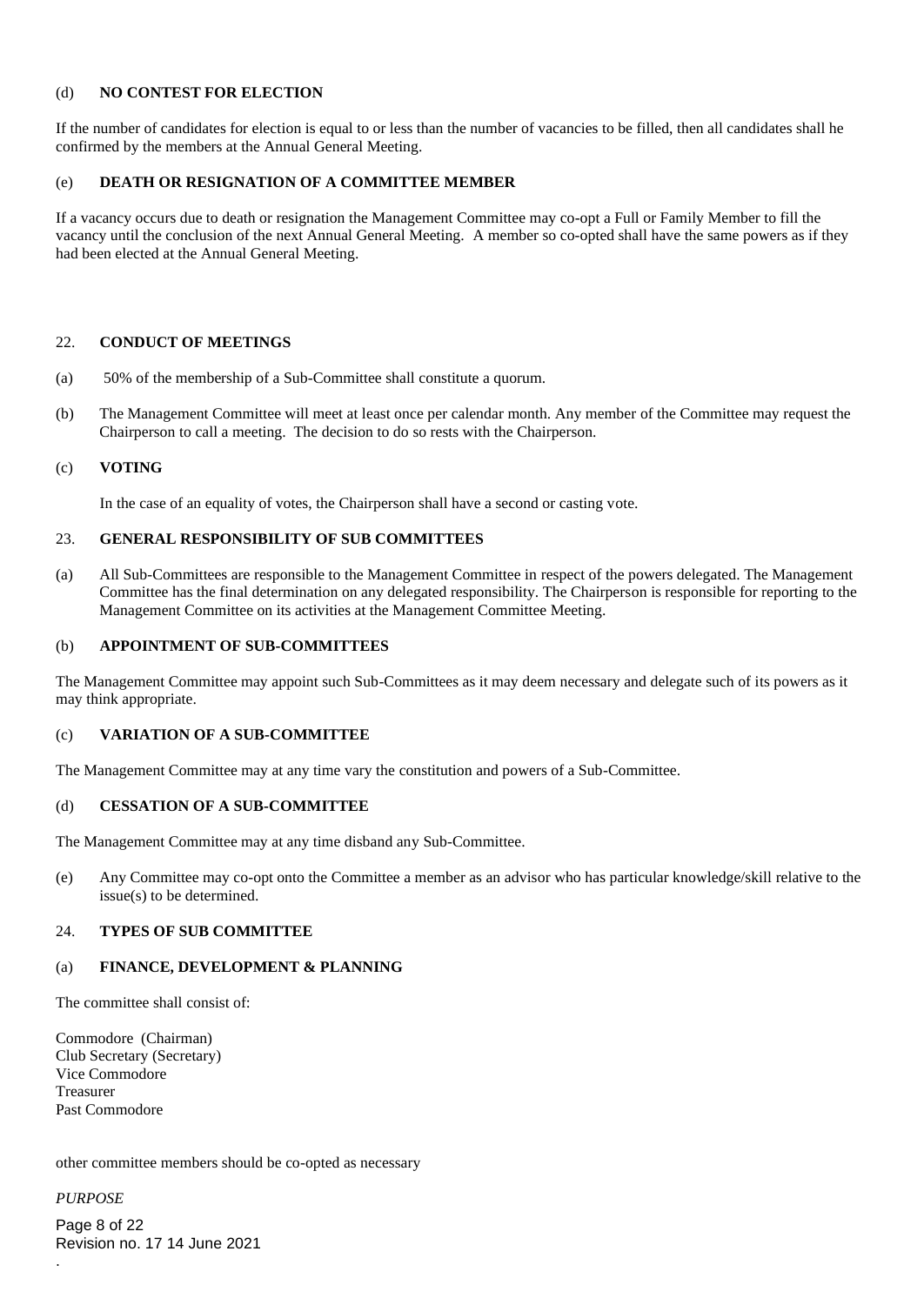(d) **NO CONTEST FOR ELECTION**

If the number of candidates for election is equal to or less than the number of vacancies to be filled, then all candidates shall he confirmed by the members at the Annual General Meeting.

(e) **DEATH OR RESIGNATION OF A COMMITTEE MEMBER**

If a vacancy occurs due to death or resignation the Management Committee may co-opt a Full or Family Member to fill the vacancy until the conclusion of the next Annual General Meeting. A member so co-opted shall have the same powers as if they had been elected at the Annual General Meeting.

## 22. **CONDUCT OF MEETINGS**

(a) 50% of the membership of a Sub-Committee shall constitute a quorum.

(b) The Management Committee will meet at least once per calendar month. Any member of the Committee may request the Chairperson to call a meeting. The decision to do so rests with the Chairperson.

(c) **VOTING**

In the case of an equality of votes, the Chairperson shall have a second or casting vote.

## 23. **GENERAL RESPONSIBILITY OF SUB COMMITTEES**

(a) All Sub-Committees are responsible to the Management Committee in respect of the powers delegated. The Management Committee has the final determination on any delegated responsibility. The Chairperson is responsible for reporting to the Management Committee on its activities at the Management Committee Meeting.

(b) **APPOINTMENT OF SUB-COMMITTEES**

The Management Committee may appoint such Sub-Committees as it may deem necessary and delegate such of its powers as it may think appropriate.

(c) **VARIATION OF A SUB-COMMITTEE**

The Management Committee may at any time vary the constitution and powers of a Sub-Committee.

(d) **CESSATION OF A SUB-COMMITTEE**

The Management Committee may at any time disband any Sub-Committee.

(e) Any Committee may co-opt onto the Committee a member as an advisor who has particular knowledge/skill relative to the issue(s) to be determined.

## 24. **TYPES OF SUB COMMITTEE**

(a) **FINANCE, DEVELOPMENT & PLANNING**

The committee shall consist of:

Commodore (Chairman)
Club Secretary (Secretary)
Vice Commodore
Treasurer
Past Commodore

other committee members should be co-opted as necessary

*PURPOSE*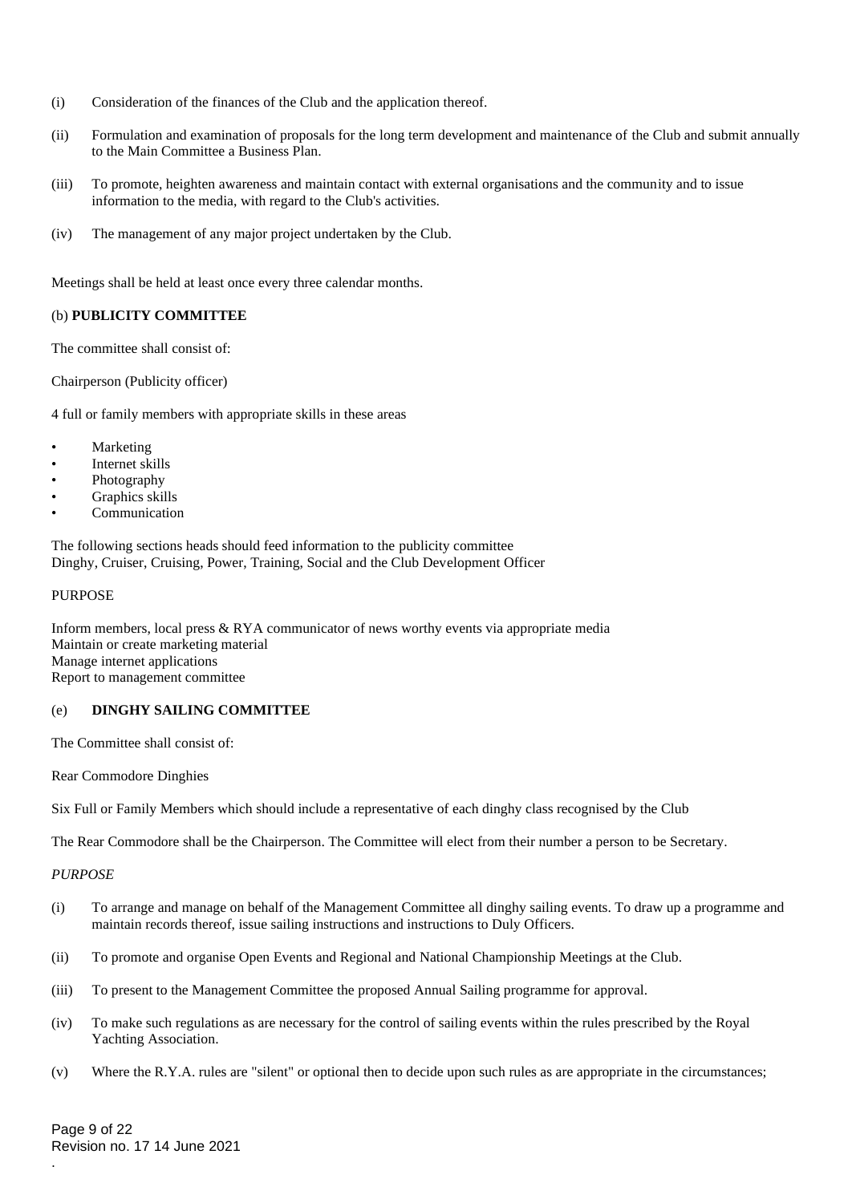(i) Consideration of the finances of the Club and the application thereof.

(ii) Formulation and examination of proposals for the long term development and maintenance of the Club and submit annually to the Main Committee a Business Plan.

(iii) To promote, heighten awareness and maintain contact with external organisations and the community and to issue information to the media, with regard to the Club's activities.

(iv) The management of any major project undertaken by the Club.

Meetings shall be held at least once every three calendar months.

(b) **PUBLICITY COMMITTEE**

The committee shall consist of:

Chairperson (Publicity officer)

4 full or family members with appropriate skills in these areas

- Marketing
- Internet skills
- Photography
- Graphics skills
- Communication

The following sections heads should feed information to the publicity committee
Dinghy, Cruiser, Cruising, Power, Training, Social and the Club Development Officer

PURPOSE

Inform members, local press & RYA communicator of news worthy events via appropriate media
Maintain or create marketing material
Manage internet applications
Report to management committee

(e) **DINGHY SAILING COMMITTEE**

The Committee shall consist of:

Rear Commodore Dinghies

Six Full or Family Members which should include a representative of each dinghy class recognised by the Club

The Rear Commodore shall be the Chairperson. The Committee will elect from their number a person to be Secretary.

*PURPOSE*

(i) To arrange and manage on behalf of the Management Committee all dinghy sailing events. To draw up a programme and maintain records thereof, issue sailing instructions and instructions to Duly Officers.

(ii) To promote and organise Open Events and Regional and National Championship Meetings at the Club.

(iii) To present to the Management Committee the proposed Annual Sailing programme for approval.

(iv) To make such regulations as are necessary for the control of sailing events within the rules prescribed by the Royal Yachting Association.

(v) Where the R.Y.A. rules are "silent" or optional then to decide upon such rules as are appropriate in the circumstances;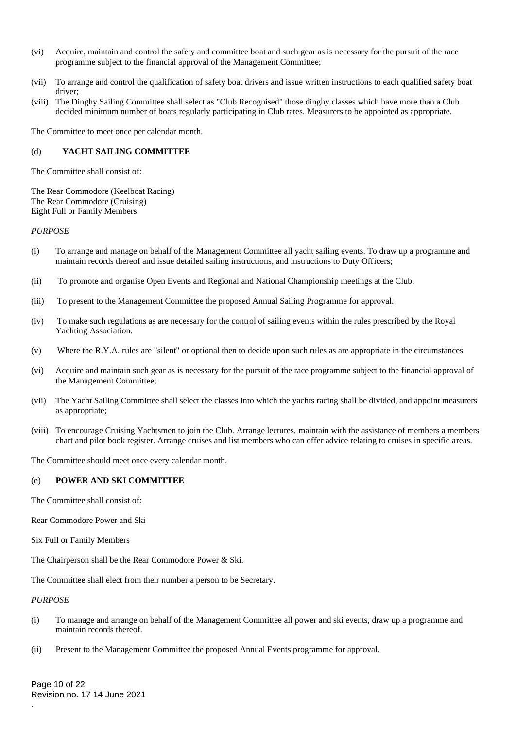(vi) Acquire, maintain and control the safety and committee boat and such gear as is necessary for the pursuit of the race programme subject to the financial approval of the Management Committee;

(vii) To arrange and control the qualification of safety boat drivers and issue written instructions to each qualified safety boat driver;

(viii) The Dinghy Sailing Committee shall select as "Club Recognised" those dinghy classes which have more than a Club decided minimum number of boats regularly participating in Club rates. Measurers to be appointed as appropriate.

The Committee to meet once per calendar month.

(d) **YACHT SAILING COMMITTEE**

The Committee shall consist of:

The Rear Commodore (Keelboat Racing)
The Rear Commodore (Cruising)
Eight Full or Family Members

*PURPOSE*

(i) To arrange and manage on behalf of the Management Committee all yacht sailing events. To draw up a programme and maintain records thereof and issue detailed sailing instructions, and instructions to Duty Officers;

(ii) To promote and organise Open Events and Regional and National Championship meetings at the Club.

(iii) To present to the Management Committee the proposed Annual Sailing Programme for approval.

(iv) To make such regulations as are necessary for the control of sailing events within the rules prescribed by the Royal Yachting Association.

(v) Where the R.Y.A. rules are "silent" or optional then to decide upon such rules as are appropriate in the circumstances

(vi) Acquire and maintain such gear as is necessary for the pursuit of the race programme subject to the financial approval of the Management Committee;

(vii) The Yacht Sailing Committee shall select the classes into which the yachts racing shall be divided, and appoint measurers as appropriate;

(viii) To encourage Cruising Yachtsmen to join the Club. Arrange lectures, maintain with the assistance of members a members chart and pilot book register. Arrange cruises and list members who can offer advice relating to cruises in specific areas.

The Committee should meet once every calendar month.

(e) **POWER AND SKI COMMITTEE**

The Committee shall consist of:

Rear Commodore Power and Ski

Six Full or Family Members

The Chairperson shall be the Rear Commodore Power & Ski.

The Committee shall elect from their number a person to be Secretary.

*PURPOSE*

(i) To manage and arrange on behalf of the Management Committee all power and ski events, draw up a programme and maintain records thereof.

(ii) Present to the Management Committee the proposed Annual Events programme for approval.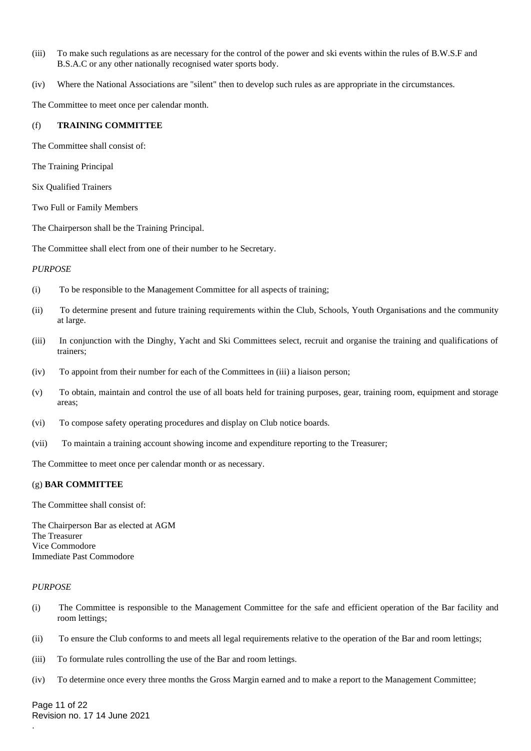(iii) To make such regulations as are necessary for the control of the power and ski events within the rules of B.W.S.F and B.S.A.C or any other nationally recognised water sports body.

(iv) Where the National Associations are "silent" then to develop such rules as are appropriate in the circumstances.

The Committee to meet once per calendar month.

(f) **TRAINING COMMITTEE**

The Committee shall consist of:

The Training Principal

Six Qualified Trainers

Two Full or Family Members

The Chairperson shall be the Training Principal.

The Committee shall elect from one of their number to he Secretary.

*PURPOSE*

(i) To be responsible to the Management Committee for all aspects of training;

(ii) To determine present and future training requirements within the Club, Schools, Youth Organisations and the community at large.

(iii) In conjunction with the Dinghy, Yacht and Ski Committees select, recruit and organise the training and qualifications of trainers;

(iv) To appoint from their number for each of the Committees in (iii) a liaison person;

(v) To obtain, maintain and control the use of all boats held for training purposes, gear, training room, equipment and storage areas;

(vi) To compose safety operating procedures and display on Club notice boards.

(vii) To maintain a training account showing income and expenditure reporting to the Treasurer;

The Committee to meet once per calendar month or as necessary.

(g) **BAR COMMITTEE**

The Committee shall consist of:

The Chairperson Bar as elected at AGM
The Treasurer
Vice Commodore
Immediate Past Commodore

*PURPOSE*

(i) The Committee is responsible to the Management Committee for the safe and efficient operation of the Bar facility and room lettings;

(ii) To ensure the Club conforms to and meets all legal requirements relative to the operation of the Bar and room lettings;

(iii) To formulate rules controlling the use of the Bar and room lettings.

(iv) To determine once every three months the Gross Margin earned and to make a report to the Management Committee;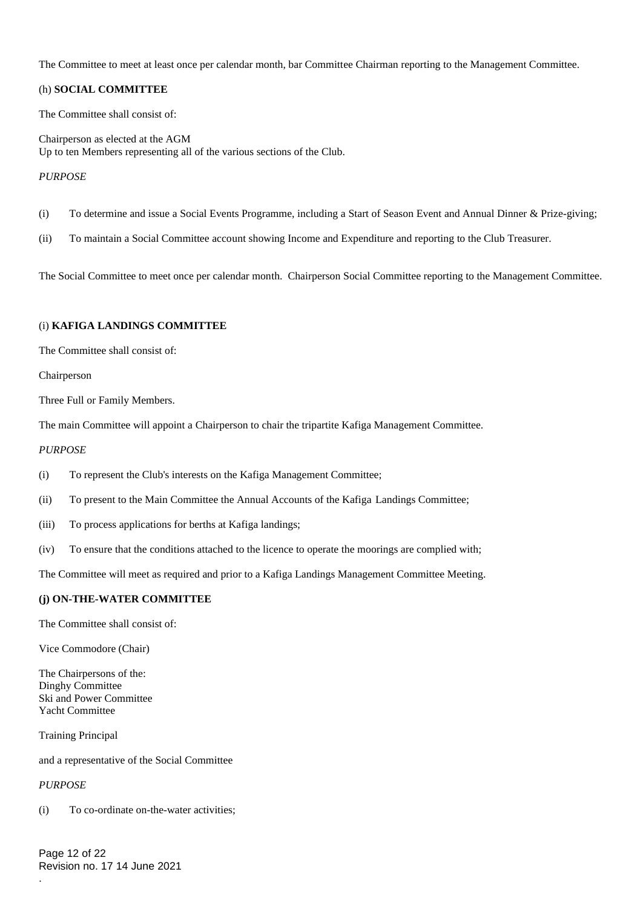The Committee to meet at least once per calendar month, bar Committee Chairman reporting to the Management Committee.

(h) **SOCIAL COMMITTEE**

The Committee shall consist of:

Chairperson as elected at the AGM
Up to ten Members representing all of the various sections of the Club.

*PURPOSE*

(i) To determine and issue a Social Events Programme, including a Start of Season Event and Annual Dinner & Prize-giving;

(ii) To maintain a Social Committee account showing Income and Expenditure and reporting to the Club Treasurer.

The Social Committee to meet once per calendar month. Chairperson Social Committee reporting to the Management Committee.

(i) **KAFIGA LANDINGS COMMITTEE**

The Committee shall consist of:

Chairperson

Three Full or Family Members.

The main Committee will appoint a Chairperson to chair the tripartite Kafiga Management Committee.

*PURPOSE*

(i) To represent the Club's interests on the Kafiga Management Committee;

(ii) To present to the Main Committee the Annual Accounts of the Kafiga Landings Committee;

(iii) To process applications for berths at Kafiga landings;

(iv) To ensure that the conditions attached to the licence to operate the moorings are complied with;

The Committee will meet as required and prior to a Kafiga Landings Management Committee Meeting.

**(j) ON-THE-WATER COMMITTEE**

The Committee shall consist of:

Vice Commodore (Chair)

The Chairpersons of the:
Dinghy Committee
Ski and Power Committee
Yacht Committee

Training Principal

and a representative of the Social Committee

*PURPOSE*

(i) To co-ordinate on-the-water activities;

Revision no. 17 14 June 2021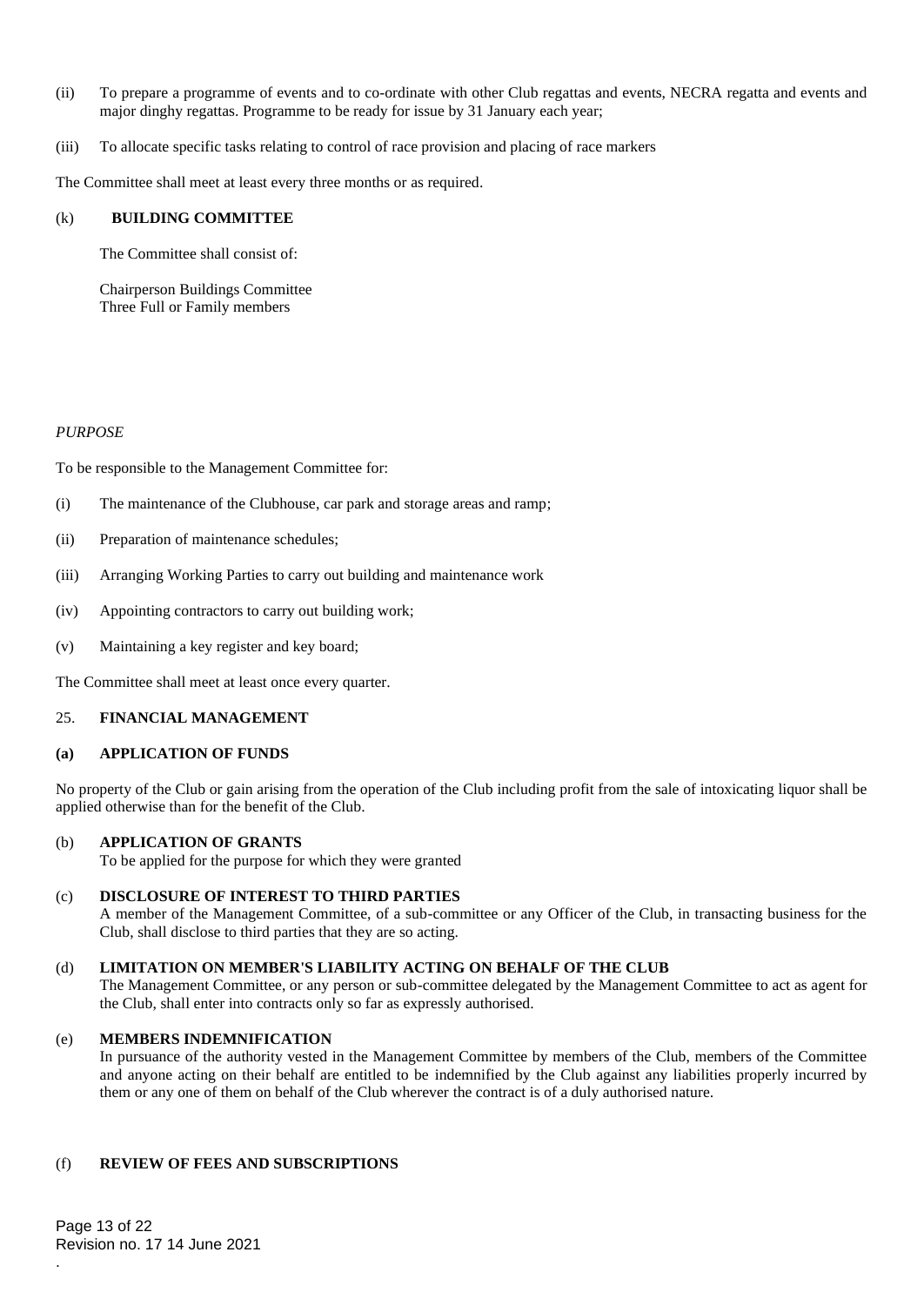(ii) To prepare a programme of events and to co-ordinate with other Club regattas and events, NECRA regatta and events and major dinghy regattas. Programme to be ready for issue by 31 January each year;

(iii) To allocate specific tasks relating to control of race provision and placing of race markers

The Committee shall meet at least every three months or as required.

(k) **BUILDING COMMITTEE**

The Committee shall consist of:

Chairperson Buildings Committee
Three Full or Family members

*PURPOSE*

To be responsible to the Management Committee for:

(i) The maintenance of the Clubhouse, car park and storage areas and ramp;

(ii) Preparation of maintenance schedules;

(iii) Arranging Working Parties to carry out building and maintenance work

(iv) Appointing contractors to carry out building work;

(v) Maintaining a key register and key board;

The Committee shall meet at least once every quarter.

25. **FINANCIAL MANAGEMENT**

**(a) APPLICATION OF FUNDS**

No property of the Club or gain arising from the operation of the Club including profit from the sale of intoxicating liquor shall be applied otherwise than for the benefit of the Club.

(b) **APPLICATION OF GRANTS**
To be applied for the purpose for which they were granted

(c) **DISCLOSURE OF INTEREST TO THIRD PARTIES**
A member of the Management Committee, of a sub-committee or any Officer of the Club, in transacting business for the Club, shall disclose to third parties that they are so acting.

(d) **LIMITATION ON MEMBER'S LIABILITY ACTING ON BEHALF OF THE CLUB**
The Management Committee, or any person or sub-committee delegated by the Management Committee to act as agent for the Club, shall enter into contracts only so far as expressly authorised.

(e) **MEMBERS INDEMNIFICATION**
In pursuance of the authority vested in the Management Committee by members of the Club, members of the Committee and anyone acting on their behalf are entitled to be indemnified by the Club against any liabilities properly incurred by them or any one of them on behalf of the Club wherever the contract is of a duly authorised nature.

(f) **REVIEW OF FEES AND SUBSCRIPTIONS**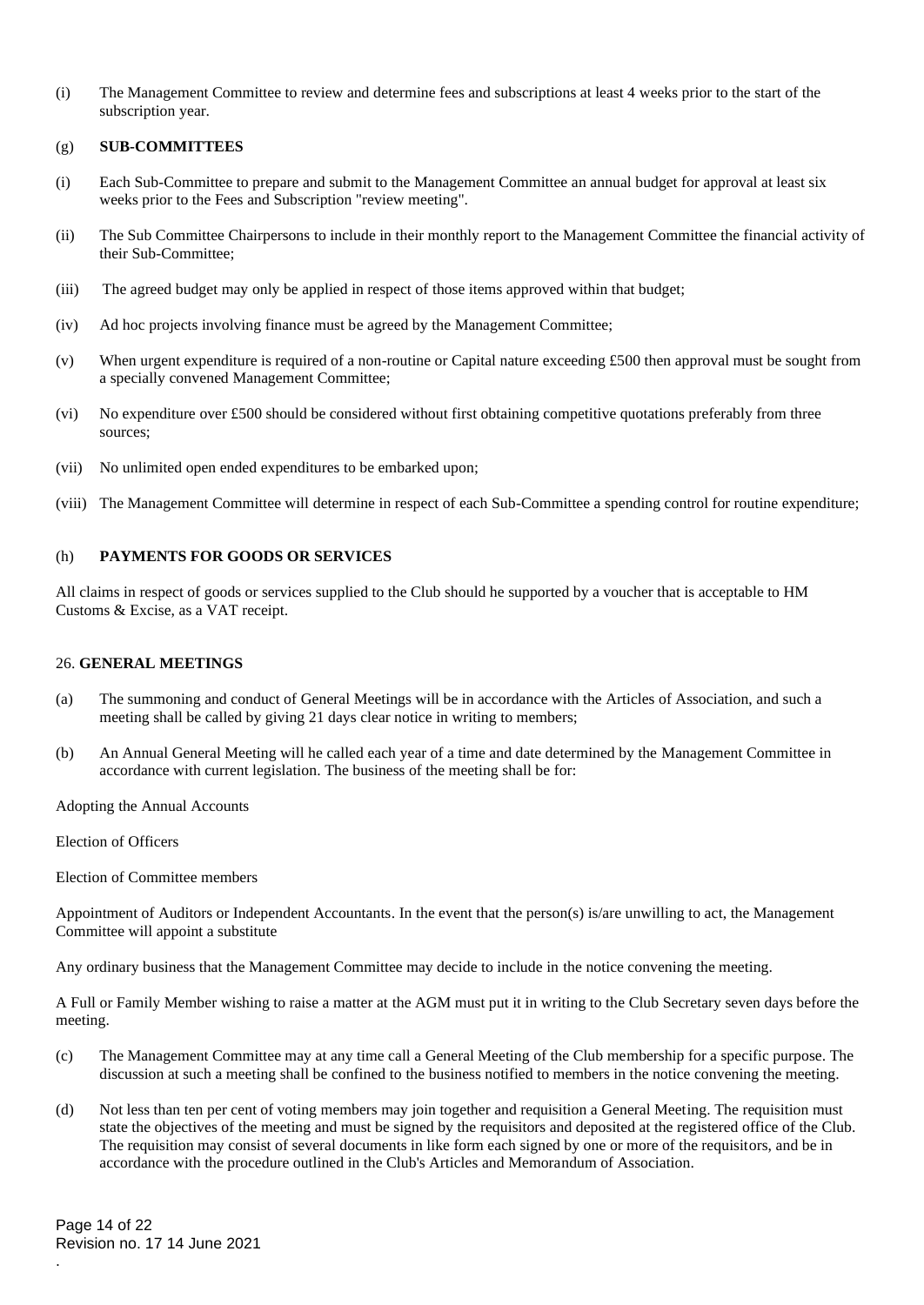(i) The Management Committee to review and determine fees and subscriptions at least 4 weeks prior to the start of the subscription year.

(g) **SUB-COMMITTEES**

(i) Each Sub-Committee to prepare and submit to the Management Committee an annual budget for approval at least six weeks prior to the Fees and Subscription "review meeting".

(ii) The Sub Committee Chairpersons to include in their monthly report to the Management Committee the financial activity of their Sub-Committee;

(iii) The agreed budget may only be applied in respect of those items approved within that budget;

(iv) Ad hoc projects involving finance must be agreed by the Management Committee;

(v) When urgent expenditure is required of a non-routine or Capital nature exceeding £500 then approval must be sought from a specially convened Management Committee;

(vi) No expenditure over £500 should be considered without first obtaining competitive quotations preferably from three sources;

(vii) No unlimited open ended expenditures to be embarked upon;

(viii) The Management Committee will determine in respect of each Sub-Committee a spending control for routine expenditure;

(h) **PAYMENTS FOR GOODS OR SERVICES**

All claims in respect of goods or services supplied to the Club should he supported by a voucher that is acceptable to HM Customs & Excise, as a VAT receipt.

26. **GENERAL MEETINGS**

(a) The summoning and conduct of General Meetings will be in accordance with the Articles of Association, and such a meeting shall be called by giving 21 days clear notice in writing to members;

(b) An Annual General Meeting will he called each year of a time and date determined by the Management Committee in accordance with current legislation. The business of the meeting shall be for:

Adopting the Annual Accounts

Election of Officers

Election of Committee members

Appointment of Auditors or Independent Accountants. In the event that the person(s) is/are unwilling to act, the Management Committee will appoint a substitute

Any ordinary business that the Management Committee may decide to include in the notice convening the meeting.

A Full or Family Member wishing to raise a matter at the AGM must put it in writing to the Club Secretary seven days before the meeting.

(c) The Management Committee may at any time call a General Meeting of the Club membership for a specific purpose. The discussion at such a meeting shall be confined to the business notified to members in the notice convening the meeting.

(d) Not less than ten per cent of voting members may join together and requisition a General Meeting. The requisition must state the objectives of the meeting and must be signed by the requisitors and deposited at the registered office of the Club. The requisition may consist of several documents in like form each signed by one or more of the requisitors, and be in accordance with the procedure outlined in the Club's Articles and Memorandum of Association.

Revision no. 17 14 June 2021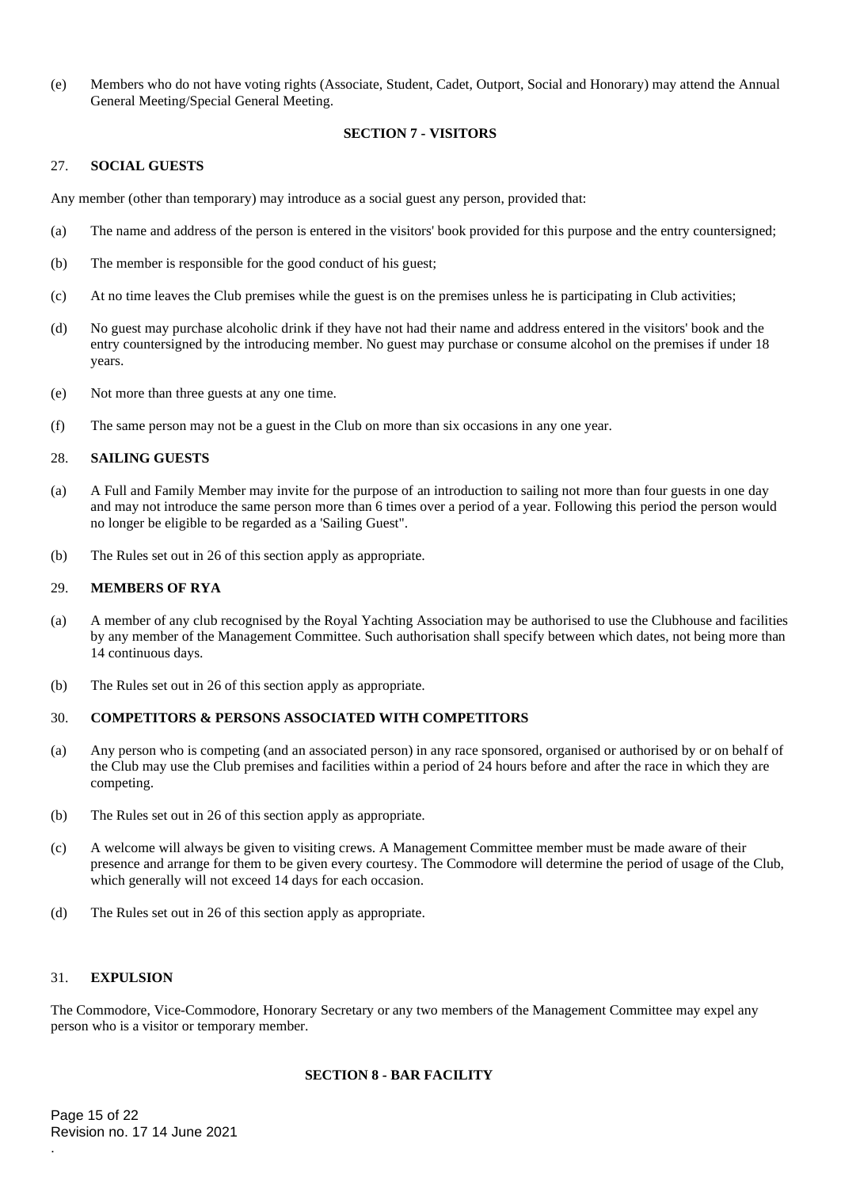(e) Members who do not have voting rights (Associate, Student, Cadet, Outport, Social and Honorary) may attend the Annual General Meeting/Special General Meeting.

## SECTION 7 - VISITORS

### 27. SOCIAL GUESTS

Any member (other than temporary) may introduce as a social guest any person, provided that:

(a) The name and address of the person is entered in the visitors' book provided for this purpose and the entry countersigned;

(b) The member is responsible for the good conduct of his guest;

(c) At no time leaves the Club premises while the guest is on the premises unless he is participating in Club activities;

(d) No guest may purchase alcoholic drink if they have not had their name and address entered in the visitors' book and the entry countersigned by the introducing member. No guest may purchase or consume alcohol on the premises if under 18 years.

(e) Not more than three guests at any one time.

(f) The same person may not be a guest in the Club on more than six occasions in any one year.

### 28. SAILING GUESTS

(a) A Full and Family Member may invite for the purpose of an introduction to sailing not more than four guests in one day and may not introduce the same person more than 6 times over a period of a year. Following this period the person would no longer be eligible to be regarded as a 'Sailing Guest".

(b) The Rules set out in 26 of this section apply as appropriate.

### 29. MEMBERS OF RYA

(a) A member of any club recognised by the Royal Yachting Association may be authorised to use the Clubhouse and facilities by any member of the Management Committee. Such authorisation shall specify between which dates, not being more than 14 continuous days.

(b) The Rules set out in 26 of this section apply as appropriate.

### 30. COMPETITORS & PERSONS ASSOCIATED WITH COMPETITORS

(a) Any person who is competing (and an associated person) in any race sponsored, organised or authorised by or on behalf of the Club may use the Club premises and facilities within a period of 24 hours before and after the race in which they are competing.

(b) The Rules set out in 26 of this section apply as appropriate.

(c) A welcome will always be given to visiting crews. A Management Committee member must be made aware of their presence and arrange for them to be given every courtesy. The Commodore will determine the period of usage of the Club, which generally will not exceed 14 days for each occasion.

(d) The Rules set out in 26 of this section apply as appropriate.

### 31. EXPULSION

The Commodore, Vice-Commodore, Honorary Secretary or any two members of the Management Committee may expel any person who is a visitor or temporary member.

## SECTION 8 - BAR FACILITY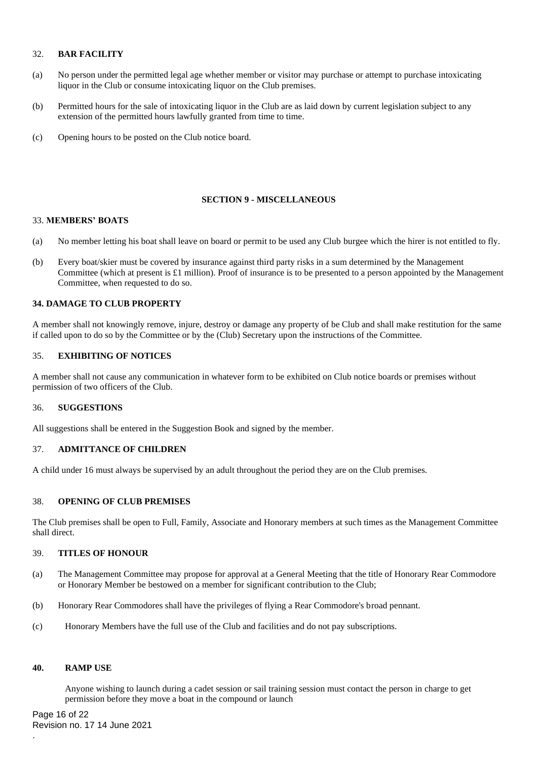### 32. **BAR FACILITY**

(a) No person under the permitted legal age whether member or visitor may purchase or attempt to purchase intoxicating liquor in the Club or consume intoxicating liquor on the Club premises.

(b) Permitted hours for the sale of intoxicating liquor in the Club are as laid down by current legislation subject to any extension of the permitted hours lawfully granted from time to time.

(c) Opening hours to be posted on the Club notice board.

## SECTION 9 - MISCELLANEOUS

### 33. **MEMBERS' BOATS**

(a) No member letting his boat shall leave on board or permit to be used any Club burgee which the hirer is not entitled to fly.

(b) Every boat/skier must be covered by insurance against third party risks in a sum determined by the Management Committee (which at present is £1 million). Proof of insurance is to be presented to a person appointed by the Management Committee, when requested to do so.

### **34. DAMAGE TO CLUB PROPERTY**

A member shall not knowingly remove, injure, destroy or damage any property of be Club and shall make restitution for the same if called upon to do so by the Committee or by the (Club) Secretary upon the instructions of the Committee.

### 35. **EXHIBITING OF NOTICES**

A member shall not cause any communication in whatever form to be exhibited on Club notice boards or premises without permission of two officers of the Club.

### 36. **SUGGESTIONS**

All suggestions shall be entered in the Suggestion Book and signed by the member.

### 37. **ADMITTANCE OF CHILDREN**

A child under 16 must always be supervised by an adult throughout the period they are on the Club premises.

### 38. **OPENING OF CLUB PREMISES**

The Club premises shall be open to Full, Family, Associate and Honorary members at such times as the Management Committee shall direct.

### 39. **TITLES OF HONOUR**

(a) The Management Committee may propose for approval at a General Meeting that the title of Honorary Rear Commodore or Honorary Member be bestowed on a member for significant contribution to the Club;

(b) Honorary Rear Commodores shall have the privileges of flying a Rear Commodore's broad pennant.

(c) Honorary Members have the full use of the Club and facilities and do not pay subscriptions.

### **40. RAMP USE**

Anyone wishing to launch during a cadet session or sail training session must contact the person in charge to get permission before they move a boat in the compound or launch

Revision no. 17 14 June 2021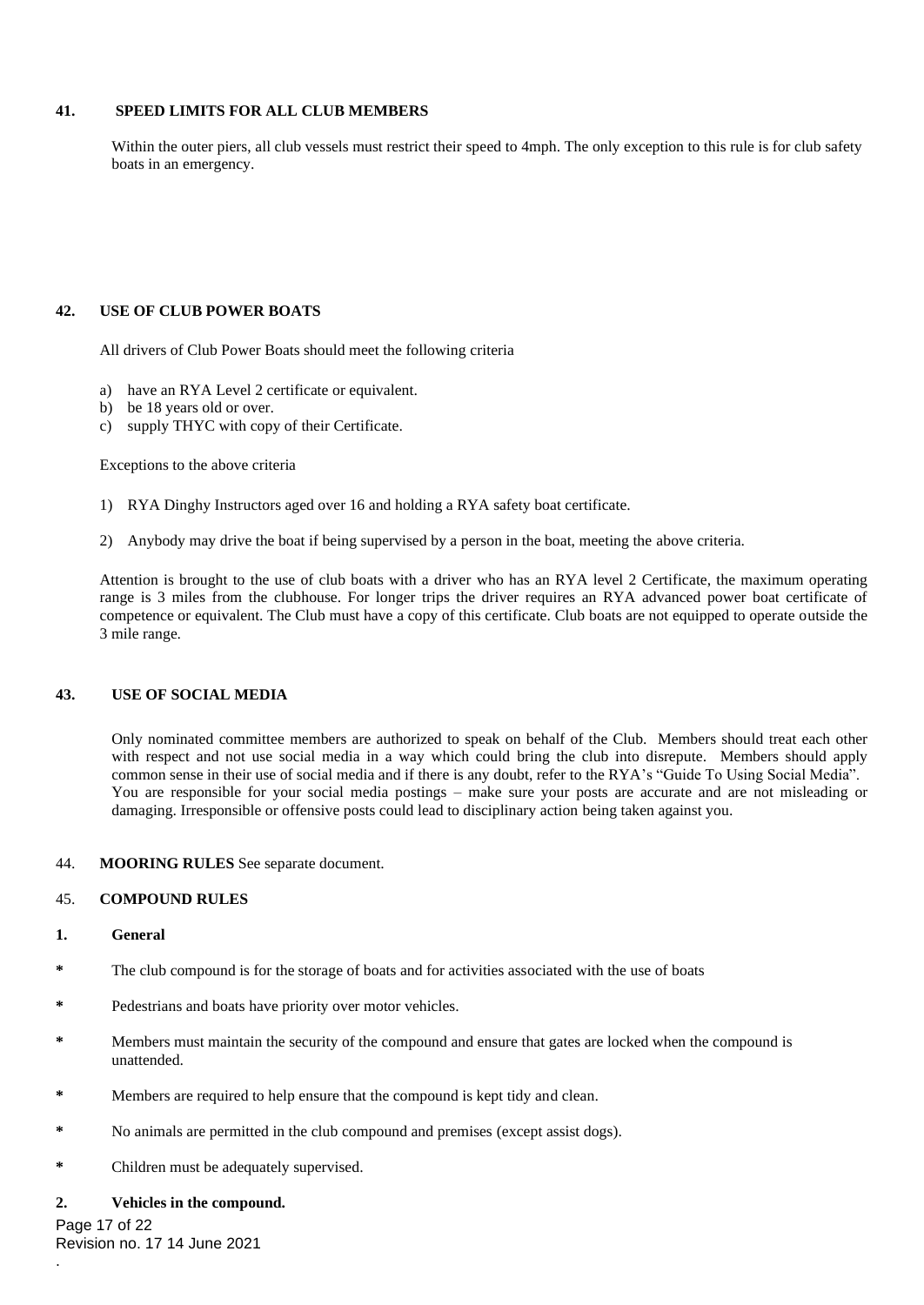## 41. SPEED LIMITS FOR ALL CLUB MEMBERS

Within the outer piers, all club vessels must restrict their speed to 4mph. The only exception to this rule is for club safety boats in an emergency.

## 42. USE OF CLUB POWER BOATS

All drivers of Club Power Boats should meet the following criteria

a) have an RYA Level 2 certificate or equivalent.
b) be 18 years old or over.
c) supply THYC with copy of their Certificate.

Exceptions to the above criteria

1) RYA Dinghy Instructors aged over 16 and holding a RYA safety boat certificate.

2) Anybody may drive the boat if being supervised by a person in the boat, meeting the above criteria.

Attention is brought to the use of club boats with a driver who has an RYA level 2 Certificate, the maximum operating range is 3 miles from the clubhouse. For longer trips the driver requires an RYA advanced power boat certificate of competence or equivalent. The Club must have a copy of this certificate. Club boats are not equipped to operate outside the 3 mile range.

## 43. USE OF SOCIAL MEDIA

Only nominated committee members are authorized to speak on behalf of the Club. Members should treat each other with respect and not use social media in a way which could bring the club into disrepute. Members should apply common sense in their use of social media and if there is any doubt, refer to the RYA's "Guide To Using Social Media". You are responsible for your social media postings – make sure your posts are accurate and are not misleading or damaging. Irresponsible or offensive posts could lead to disciplinary action being taken against you.

44. **MOORING RULES** See separate document.

## 45. COMPOUND RULES

### 1. General

- The club compound is for the storage of boats and for activities associated with the use of boats
- Pedestrians and boats have priority over motor vehicles.
- Members must maintain the security of the compound and ensure that gates are locked when the compound is unattended.
- Members are required to help ensure that the compound is kept tidy and clean.
- No animals are permitted in the club compound and premises (except assist dogs).
- Children must be adequately supervised.

### 2. Vehicles in the compound.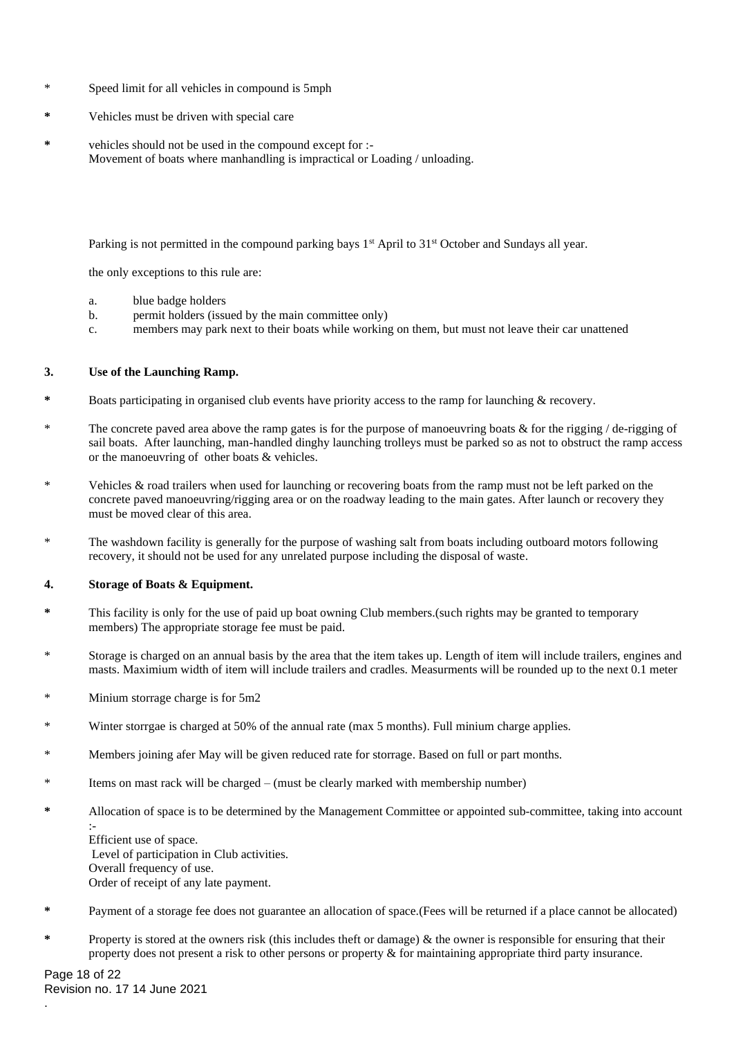* Speed limit for all vehicles in compound is 5mph

* Vehicles must be driven with special care

* vehicles should not be used in the compound except for :-
  Movement of boats where manhandling is impractical or Loading / unloading.

Parking is not permitted in the compound parking bays 1st April to 31st October and Sundays all year.

the only exceptions to this rule are:

a. blue badge holders
b. permit holders (issued by the main committee only)
c. members may park next to their boats while working on them, but must not leave their car unattened

### 3. Use of the Launching Ramp.

* Boats participating in organised club events have priority access to the ramp for launching & recovery.

* The concrete paved area above the ramp gates is for the purpose of manoeuvring boats & for the rigging / de-rigging of sail boats. After launching, man-handled dinghy launching trolleys must be parked so as not to obstruct the ramp access or the manoeuvring of other boats & vehicles.

* Vehicles & road trailers when used for launching or recovering boats from the ramp must not be left parked on the concrete paved manoeuvring/rigging area or on the roadway leading to the main gates. After launch or recovery they must be moved clear of this area.

* The washdown facility is generally for the purpose of washing salt from boats including outboard motors following recovery, it should not be used for any unrelated purpose including the disposal of waste.

### 4. Storage of Boats & Equipment.

* This facility is only for the use of paid up boat owning Club members.(such rights may be granted to temporary members) The appropriate storage fee must be paid.

* Storage is charged on an annual basis by the area that the item takes up. Length of item will include trailers, engines and masts. Maximium width of item will include trailers and cradles. Measurments will be rounded up to the next 0.1 meter

* Minium storrage charge is for 5m2

* Winter storrgae is charged at 50% of the annual rate (max 5 months). Full minium charge applies.

* Members joining afer May will be given reduced rate for storrage. Based on full or part months.

* Items on mast rack will be charged – (must be clearly marked with membership number)

* Allocation of space is to be determined by the Management Committee or appointed sub-committee, taking into account :-
  Efficient use of space.
  Level of participation in Club activities.
  Overall frequency of use.
  Order of receipt of any late payment.

* Payment of a storage fee does not guarantee an allocation of space.(Fees will be returned if a place cannot be allocated)

* Property is stored at the owners risk (this includes theft or damage) & the owner is responsible for ensuring that their property does not present a risk to other persons or property & for maintaining appropriate third party insurance.

Revision no. 17 14 June 2021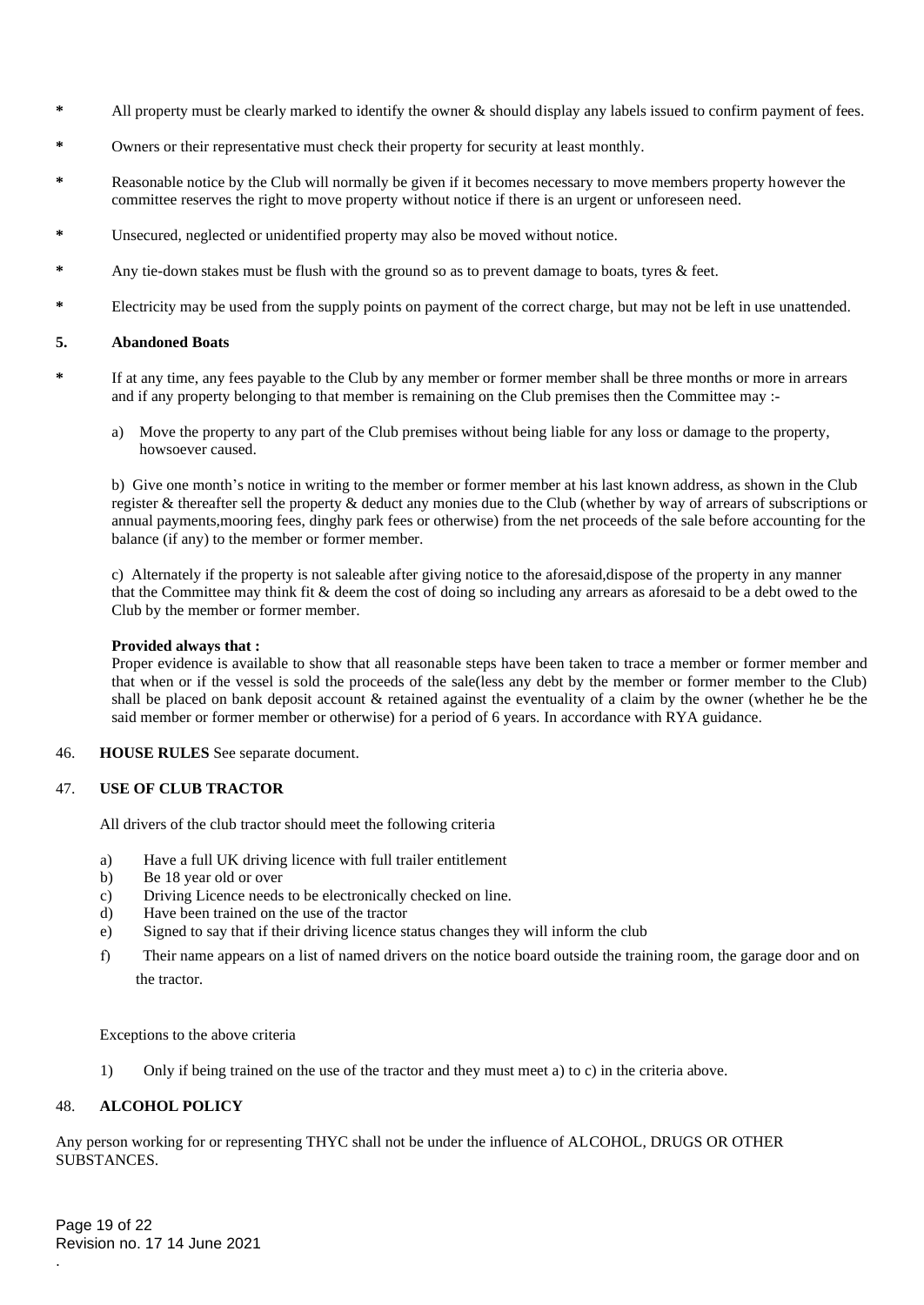- All property must be clearly marked to identify the owner & should display any labels issued to confirm payment of fees.
- Owners or their representative must check their property for security at least monthly.
- Reasonable notice by the Club will normally be given if it becomes necessary to move members property however the committee reserves the right to move property without notice if there is an urgent or unforeseen need.
- Unsecured, neglected or unidentified property may also be moved without notice.
- Any tie-down stakes must be flush with the ground so as to prevent damage to boats, tyres & feet.
- Electricity may be used from the supply points on payment of the correct charge, but may not be left in use unattended.

**5. Abandoned Boats**

- If at any time, any fees payable to the Club by any member or former member shall be three months or more in arrears and if any property belonging to that member is remaining on the Club premises then the Committee may :-

  a) Move the property to any part of the Club premises without being liable for any loss or damage to the property, howsoever caused.

  b) Give one month's notice in writing to the member or former member at his last known address, as shown in the Club register & thereafter sell the property & deduct any monies due to the Club (whether by way of arrears of subscriptions or annual payments,mooring fees, dinghy park fees or otherwise) from the net proceeds of the sale before accounting for the balance (if any) to the member or former member.

  c) Alternately if the property is not saleable after giving notice to the aforesaid,dispose of the property in any manner that the Committee may think fit & deem the cost of doing so including any arrears as aforesaid to be a debt owed to the Club by the member or former member.

  **Provided always that :**
  Proper evidence is available to show that all reasonable steps have been taken to trace a member or former member and that when or if the vessel is sold the proceeds of the sale(less any debt by the member or former member to the Club) shall be placed on bank deposit account & retained against the eventuality of a claim by the owner (whether he be the said member or former member or otherwise) for a period of 6 years. In accordance with RYA guidance.

46. **HOUSE RULES** See separate document.

47. **USE OF CLUB TRACTOR**

All drivers of the club tractor should meet the following criteria

a) Have a full UK driving licence with full trailer entitlement
b) Be 18 year old or over
c) Driving Licence needs to be electronically checked on line.
d) Have been trained on the use of the tractor
e) Signed to say that if their driving licence status changes they will inform the club
f) Their name appears on a list of named drivers on the notice board outside the training room, the garage door and on the tractor.

Exceptions to the above criteria

1) Only if being trained on the use of the tractor and they must meet a) to c) in the criteria above.

48. **ALCOHOL POLICY**

Any person working for or representing THYC shall not be under the influence of ALCOHOL, DRUGS OR OTHER SUBSTANCES.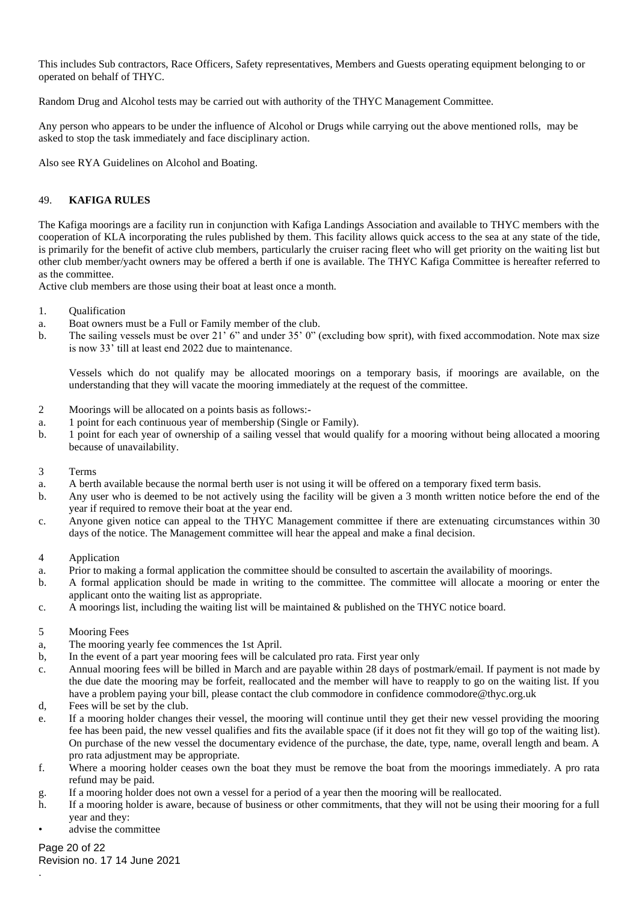This includes Sub contractors, Race Officers, Safety representatives, Members and Guests operating equipment belonging to or operated on behalf of THYC.

Random Drug and Alcohol tests may be carried out with authority of the THYC Management Committee.

Any person who appears to be under the influence of Alcohol or Drugs while carrying out the above mentioned rolls, may be asked to stop the task immediately and face disciplinary action.

Also see RYA Guidelines on Alcohol and Boating.

## 49. KAFIGA RULES

The Kafiga moorings are a facility run in conjunction with Kafiga Landings Association and available to THYC members with the cooperation of KLA incorporating the rules published by them. This facility allows quick access to the sea at any state of the tide, is primarily for the benefit of active club members, particularly the cruiser racing fleet who will get priority on the waiting list but other club member/yacht owners may be offered a berth if one is available. The THYC Kafiga Committee is hereafter referred to as the committee.
Active club members are those using their boat at least once a month.

1. Qualification
a. Boat owners must be a Full or Family member of the club.
b. The sailing vessels must be over 21' 6" and under 35' 0" (excluding bow sprit), with fixed accommodation. Note max size is now 33' till at least end 2022 due to maintenance.

Vessels which do not qualify may be allocated moorings on a temporary basis, if moorings are available, on the understanding that they will vacate the mooring immediately at the request of the committee.

2 Moorings will be allocated on a points basis as follows:-
a. 1 point for each continuous year of membership (Single or Family).
b. 1 point for each year of ownership of a sailing vessel that would qualify for a mooring without being allocated a mooring because of unavailability.

3 Terms
a. A berth available because the normal berth user is not using it will be offered on a temporary fixed term basis.
b. Any user who is deemed to be not actively using the facility will be given a 3 month written notice before the end of the year if required to remove their boat at the year end.
c. Anyone given notice can appeal to the THYC Management committee if there are extenuating circumstances within 30 days of the notice. The Management committee will hear the appeal and make a final decision.

4 Application
a. Prior to making a formal application the committee should be consulted to ascertain the availability of moorings.
b. A formal application should be made in writing to the committee. The committee will allocate a mooring or enter the applicant onto the waiting list as appropriate.
c. A moorings list, including the waiting list will be maintained & published on the THYC notice board.

5 Mooring Fees
a, The mooring yearly fee commences the 1st April.
b, In the event of a part year mooring fees will be calculated pro rata. First year only
c. Annual mooring fees will be billed in March and are payable within 28 days of postmark/email. If payment is not made by the due date the mooring may be forfeit, reallocated and the member will have to reapply to go on the waiting list. If you have a problem paying your bill, please contact the club commodore in confidence commodore@thyc.org.uk
d, Fees will be set by the club.
e. If a mooring holder changes their vessel, the mooring will continue until they get their new vessel providing the mooring fee has been paid, the new vessel qualifies and fits the available space (if it does not fit they will go top of the waiting list). On purchase of the new vessel the documentary evidence of the purchase, the date, type, name, overall length and beam. A pro rata adjustment may be appropriate.
f. Where a mooring holder ceases own the boat they must be remove the boat from the moorings immediately. A pro rata refund may be paid.
g. If a mooring holder does not own a vessel for a period of a year then the mooring will be reallocated.
h. If a mooring holder is aware, because of business or other commitments, that they will not be using their mooring for a full year and they:
• advise the committee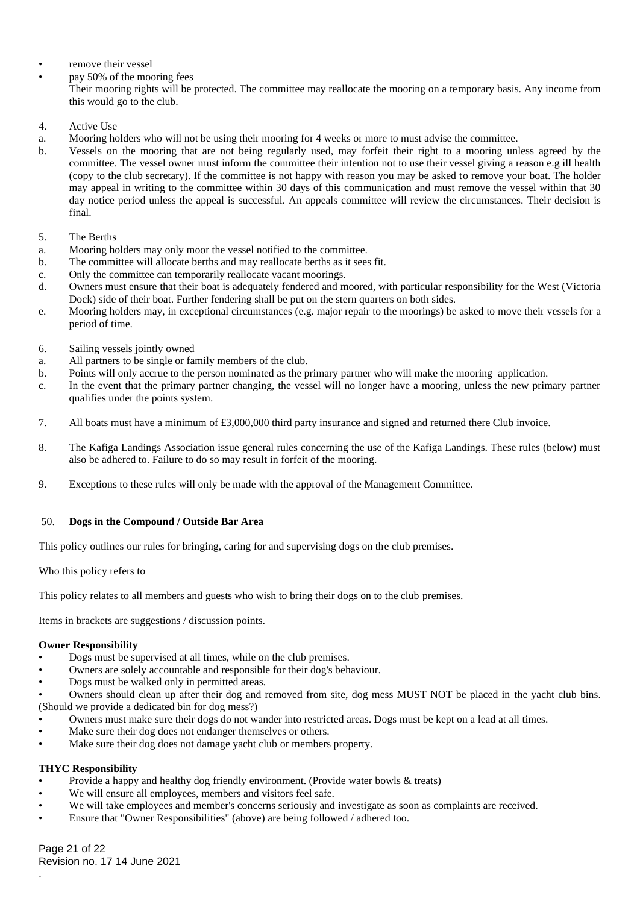- remove their vessel
- pay 50% of the mooring fees

  Their mooring rights will be protected. The committee may reallocate the mooring on a temporary basis. Any income from this would go to the club.

4. Active Use

a. Mooring holders who will not be using their mooring for 4 weeks or more to must advise the committee.

b. Vessels on the mooring that are not being regularly used, may forfeit their right to a mooring unless agreed by the committee. The vessel owner must inform the committee their intention not to use their vessel giving a reason e.g ill health (copy to the club secretary). If the committee is not happy with reason you may be asked to remove your boat. The holder may appeal in writing to the committee within 30 days of this communication and must remove the vessel within that 30 day notice period unless the appeal is successful. An appeals committee will review the circumstances. Their decision is final.

5. The Berths

a. Mooring holders may only moor the vessel notified to the committee.

b. The committee will allocate berths and may reallocate berths as it sees fit.

c. Only the committee can temporarily reallocate vacant moorings.

d. Owners must ensure that their boat is adequately fendered and moored, with particular responsibility for the West (Victoria Dock) side of their boat. Further fendering shall be put on the stern quarters on both sides.

e. Mooring holders may, in exceptional circumstances (e.g. major repair to the moorings) be asked to move their vessels for a period of time.

6. Sailing vessels jointly owned

a. All partners to be single or family members of the club.

b. Points will only accrue to the person nominated as the primary partner who will make the mooring application.

c. In the event that the primary partner changing, the vessel will no longer have a mooring, unless the new primary partner qualifies under the points system.

7. All boats must have a minimum of £3,000,000 third party insurance and signed and returned there Club invoice.

8. The Kafiga Landings Association issue general rules concerning the use of the Kafiga Landings. These rules (below) must also be adhered to. Failure to do so may result in forfeit of the mooring.

9. Exceptions to these rules will only be made with the approval of the Management Committee.

50. **Dogs in the Compound / Outside Bar Area**

This policy outlines our rules for bringing, caring for and supervising dogs on the club premises.

Who this policy refers to

This policy relates to all members and guests who wish to bring their dogs on to the club premises.

Items in brackets are suggestions / discussion points.

**Owner Responsibility**

- Dogs must be supervised at all times, while on the club premises.
- Owners are solely accountable and responsible for their dog's behaviour.
- Dogs must be walked only in permitted areas.
- Owners should clean up after their dog and removed from site, dog mess MUST NOT be placed in the yacht club bins. (Should we provide a dedicated bin for dog mess?)
- Owners must make sure their dogs do not wander into restricted areas. Dogs must be kept on a lead at all times.
- Make sure their dog does not endanger themselves or others.
- Make sure their dog does not damage yacht club or members property.

**THYC Responsibility**

- Provide a happy and healthy dog friendly environment. (Provide water bowls & treats)
- We will ensure all employees, members and visitors feel safe.
- We will take employees and member's concerns seriously and investigate as soon as complaints are received.
- Ensure that "Owner Responsibilities" (above) are being followed / adhered too.

Revision no. 17 14 June 2021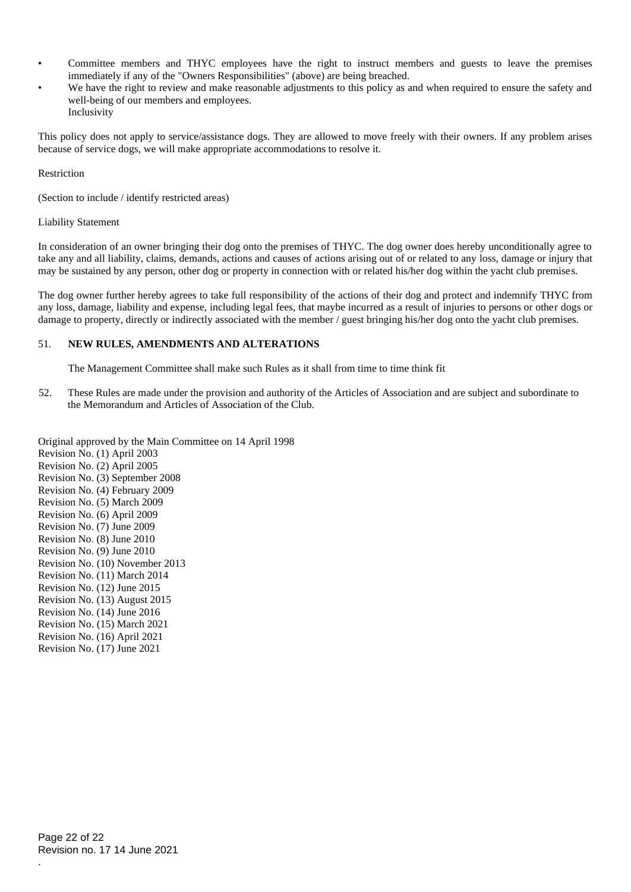- Committee members and THYC employees have the right to instruct members and guests to leave the premises immediately if any of the "Owners Responsibilities" (above) are being breached.
- We have the right to review and make reasonable adjustments to this policy as and when required to ensure the safety and well-being of our members and employees.
  Inclusivity

This policy does not apply to service/assistance dogs. They are allowed to move freely with their owners. If any problem arises because of service dogs, we will make appropriate accommodations to resolve it.

Restriction

(Section to include / identify restricted areas)

Liability Statement

In consideration of an owner bringing their dog onto the premises of THYC. The dog owner does hereby unconditionally agree to take any and all liability, claims, demands, actions and causes of actions arising out of or related to any loss, damage or injury that may be sustained by any person, other dog or property in connection with or related his/her dog within the yacht club premises.

The dog owner further hereby agrees to take full responsibility of the actions of their dog and protect and indemnify THYC from any loss, damage, liability and expense, including legal fees, that maybe incurred as a result of injuries to persons or other dogs or damage to property, directly or indirectly associated with the member / guest bringing his/her dog onto the yacht club premises.

51. **NEW RULES, AMENDMENTS AND ALTERATIONS**

The Management Committee shall make such Rules as it shall from time to time think fit

52. These Rules are made under the provision and authority of the Articles of Association and are subject and subordinate to the Memorandum and Articles of Association of the Club.

Original approved by the Main Committee on 14 April 1998
Revision No. (1) April 2003
Revision No. (2) April 2005
Revision No. (3) September 2008
Revision No. (4) February 2009
Revision No. (5) March 2009
Revision No. (6) April 2009
Revision No. (7) June 2009
Revision No. (8) June 2010
Revision No. (9) June 2010
Revision No. (10) November 2013
Revision No. (11) March 2014
Revision No. (12) June 2015
Revision No. (13) August 2015
Revision No. (14) June 2016
Revision No. (15) March 2021
Revision No. (16) April 2021
Revision No. (17) June 2021